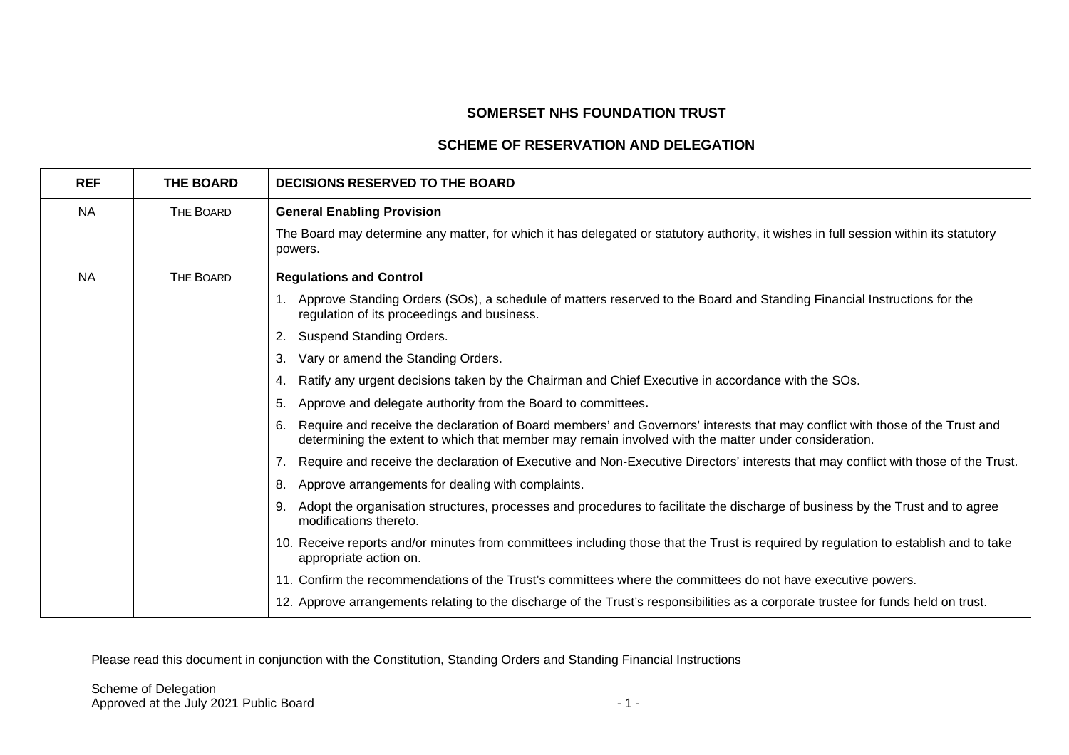# SOMERSET NHS FOUNDATION TRUST

## SCHEME OF RESERVATION AND DELEGATION

| REF | THE BOARD | DECISIONS RESERVED TO THE BOARD |
|---|---|---|
| NA | THE BOARD | **General Enabling Provision**<br><br>The Board may determine any matter, for which it has delegated or statutory authority, it wishes in full session within its statutory powers. |
| NA | THE BOARD | **Regulations and Control**<br><br>1. Approve Standing Orders (SOs), a schedule of matters reserved to the Board and Standing Financial Instructions for the regulation of its proceedings and business.<br>2. Suspend Standing Orders.<br>3. Vary or amend the Standing Orders.<br>4. Ratify any urgent decisions taken by the Chairman and Chief Executive in accordance with the SOs.<br>5. Approve and delegate authority from the Board to committees**.**<br>6. Require and receive the declaration of Board members' and Governors' interests that may conflict with those of the Trust and determining the extent to which that member may remain involved with the matter under consideration.<br>7. Require and receive the declaration of Executive and Non-Executive Directors' interests that may conflict with those of the Trust.<br>8. Approve arrangements for dealing with complaints.<br>9. Adopt the organisation structures, processes and procedures to facilitate the discharge of business by the Trust and to agree modifications thereto.<br>10. Receive reports and/or minutes from committees including those that the Trust is required by regulation to establish and to take appropriate action on.<br>11. Confirm the recommendations of the Trust's committees where the committees do not have executive powers.<br>12. Approve arrangements relating to the discharge of the Trust's responsibilities as a corporate trustee for funds held on trust. |

Please read this document in conjunction with the Constitution, Standing Orders and Standing Financial Instructions

Scheme of Delegation
Approved at the July 2021 Public Board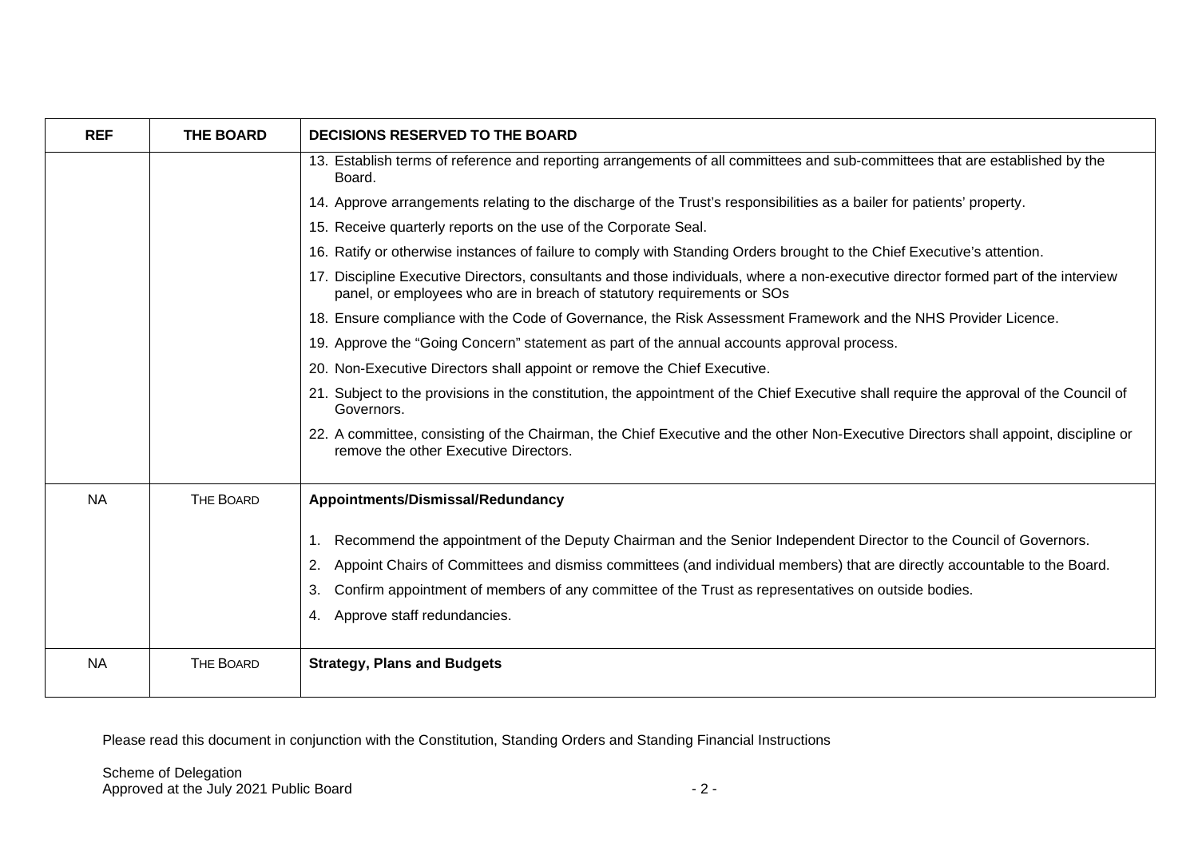| REF | THE BOARD | DECISIONS RESERVED TO THE BOARD |
|---|---|---|
| | | 13. Establish terms of reference and reporting arrangements of all committees and sub-committees that are established by the Board.<br>14. Approve arrangements relating to the discharge of the Trust's responsibilities as a bailer for patients' property.<br>15. Receive quarterly reports on the use of the Corporate Seal.<br>16. Ratify or otherwise instances of failure to comply with Standing Orders brought to the Chief Executive's attention.<br>17. Discipline Executive Directors, consultants and those individuals, where a non-executive director formed part of the interview panel, or employees who are in breach of statutory requirements or SOs<br>18. Ensure compliance with the Code of Governance, the Risk Assessment Framework and the NHS Provider Licence.<br>19. Approve the "Going Concern" statement as part of the annual accounts approval process.<br>20. Non-Executive Directors shall appoint or remove the Chief Executive.<br>21. Subject to the provisions in the constitution, the appointment of the Chief Executive shall require the approval of the Council of Governors.<br>22. A committee, consisting of the Chairman, the Chief Executive and the other Non-Executive Directors shall appoint, discipline or remove the other Executive Directors. |
| NA | THE BOARD | **Appointments/Dismissal/Redundancy**<br><br>1. Recommend the appointment of the Deputy Chairman and the Senior Independent Director to the Council of Governors.<br>2. Appoint Chairs of Committees and dismiss committees (and individual members) that are directly accountable to the Board.<br>3. Confirm appointment of members of any committee of the Trust as representatives on outside bodies.<br>4. Approve staff redundancies. |
| NA | THE BOARD | **Strategy, Plans and Budgets** |

Please read this document in conjunction with the Constitution, Standing Orders and Standing Financial Instructions

Scheme of Delegation
Approved at the July 2021 Public Board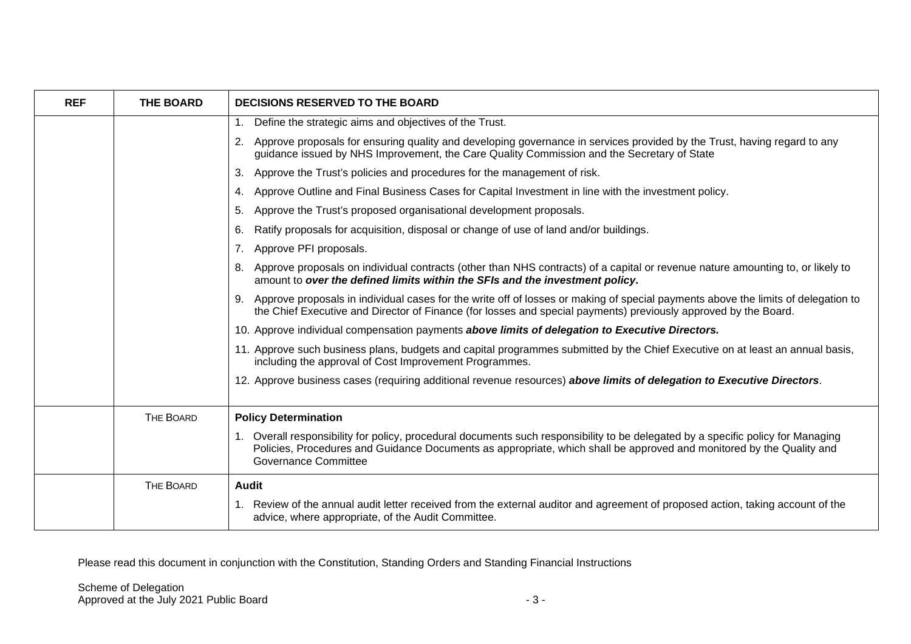| REF | THE BOARD | DECISIONS RESERVED TO THE BOARD |
|---|---|---|
| | | 1. Define the strategic aims and objectives of the Trust.<br>2. Approve proposals for ensuring quality and developing governance in services provided by the Trust, having regard to any guidance issued by NHS Improvement, the Care Quality Commission and the Secretary of State<br>3. Approve the Trust's policies and procedures for the management of risk.<br>4. Approve Outline and Final Business Cases for Capital Investment in line with the investment policy.<br>5. Approve the Trust's proposed organisational development proposals.<br>6. Ratify proposals for acquisition, disposal or change of use of land and/or buildings.<br>7. Approve PFI proposals.<br>8. Approve proposals on individual contracts (other than NHS contracts) of a capital or revenue nature amounting to, or likely to amount to ***over the defined limits within the SFIs and the investment policy*.**<br>9. Approve proposals in individual cases for the write off of losses or making of special payments above the limits of delegation to the Chief Executive and Director of Finance (for losses and special payments) previously approved by the Board.<br>10. Approve individual compensation payments ***above limits of delegation to Executive Directors.***<br>11. Approve such business plans, budgets and capital programmes submitted by the Chief Executive on at least an annual basis, including the approval of Cost Improvement Programmes.<br>12. Approve business cases (requiring additional revenue resources) ***above limits of delegation to Executive Directors***. |
| | THE BOARD | **Policy Determination**<br>1. Overall responsibility for policy, procedural documents such responsibility to be delegated by a specific policy for Managing Policies, Procedures and Guidance Documents as appropriate, which shall be approved and monitored by the Quality and Governance Committee |
| | THE BOARD | **Audit**<br>1. Review of the annual audit letter received from the external auditor and agreement of proposed action, taking account of the advice, where appropriate, of the Audit Committee. |

Please read this document in conjunction with the Constitution, Standing Orders and Standing Financial Instructions

Scheme of Delegation
Approved at the July 2021 Public Board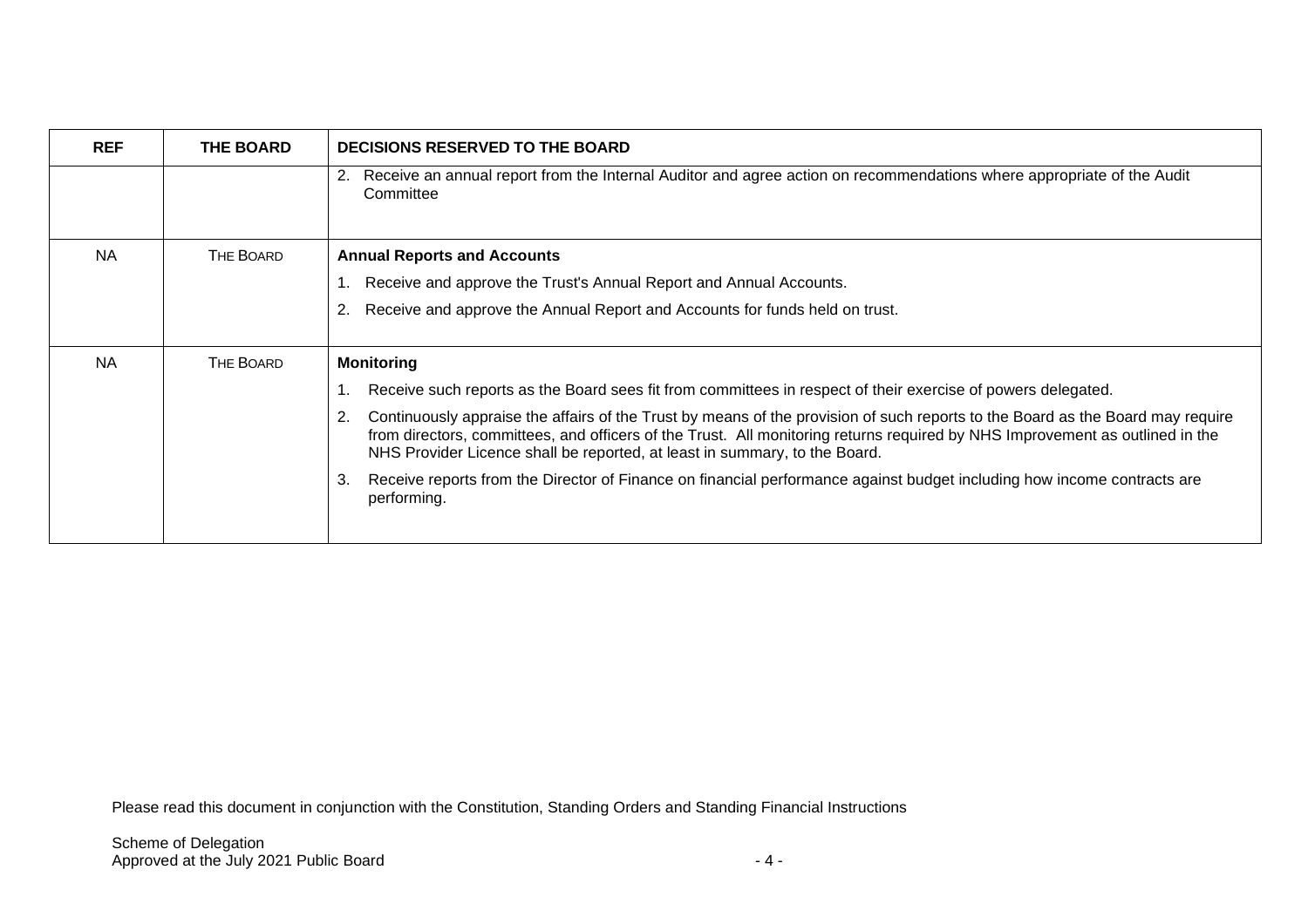| REF | THE BOARD | DECISIONS RESERVED TO THE BOARD |
|---|---|---|
| | | 2. Receive an annual report from the Internal Auditor and agree action on recommendations where appropriate of the Audit Committee |
| NA | THE BOARD | **Annual Reports and Accounts**<br>1. Receive and approve the Trust's Annual Report and Annual Accounts.<br>2. Receive and approve the Annual Report and Accounts for funds held on trust. |
| NA | THE BOARD | **Monitoring**<br>1. Receive such reports as the Board sees fit from committees in respect of their exercise of powers delegated.<br>2. Continuously appraise the affairs of the Trust by means of the provision of such reports to the Board as the Board may require from directors, committees, and officers of the Trust. All monitoring returns required by NHS Improvement as outlined in the NHS Provider Licence shall be reported, at least in summary, to the Board.<br>3. Receive reports from the Director of Finance on financial performance against budget including how income contracts are performing. |

Please read this document in conjunction with the Constitution, Standing Orders and Standing Financial Instructions

Scheme of Delegation
Approved at the July 2021 Public Board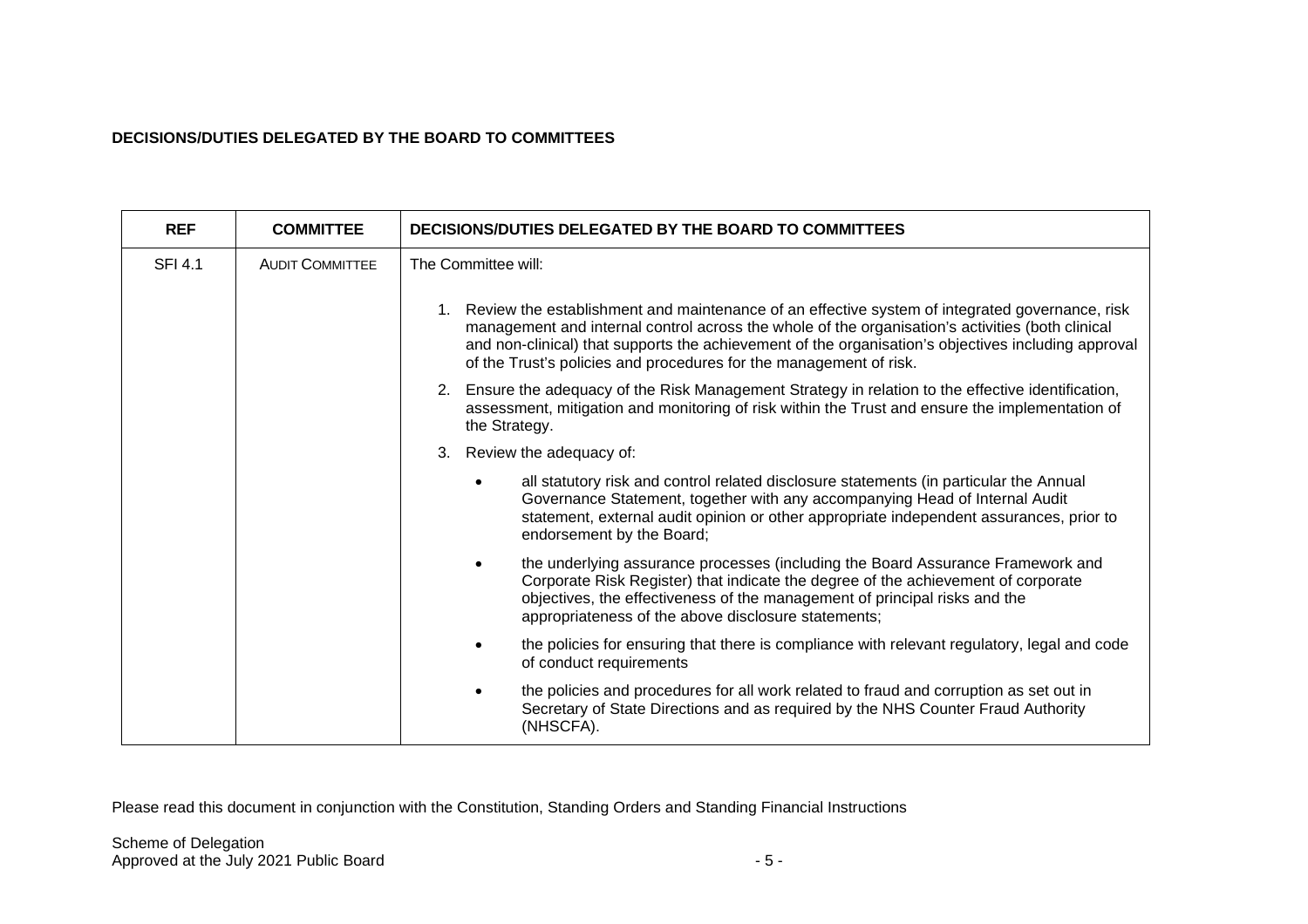**DECISIONS/DUTIES DELEGATED BY THE BOARD TO COMMITTEES**

| REF | COMMITTEE | DECISIONS/DUTIES DELEGATED BY THE BOARD TO COMMITTEES |
|---|---|---|
| SFI 4.1 | AUDIT COMMITTEE | The Committee will:<br><br>1. Review the establishment and maintenance of an effective system of integrated governance, risk management and internal control across the whole of the organisation's activities (both clinical and non-clinical) that supports the achievement of the organisation's objectives including approval of the Trust's policies and procedures for the management of risk.<br>2. Ensure the adequacy of the Risk Management Strategy in relation to the effective identification, assessment, mitigation and monitoring of risk within the Trust and ensure the implementation of the Strategy.<br>3. Review the adequacy of:<br>• all statutory risk and control related disclosure statements (in particular the Annual Governance Statement, together with any accompanying Head of Internal Audit statement, external audit opinion or other appropriate independent assurances, prior to endorsement by the Board;<br>• the underlying assurance processes (including the Board Assurance Framework and Corporate Risk Register) that indicate the degree of the achievement of corporate objectives, the effectiveness of the management of principal risks and the appropriateness of the above disclosure statements;<br>• the policies for ensuring that there is compliance with relevant regulatory, legal and code of conduct requirements<br>• the policies and procedures for all work related to fraud and corruption as set out in Secretary of State Directions and as required by the NHS Counter Fraud Authority (NHSCFA). |

Please read this document in conjunction with the Constitution, Standing Orders and Standing Financial Instructions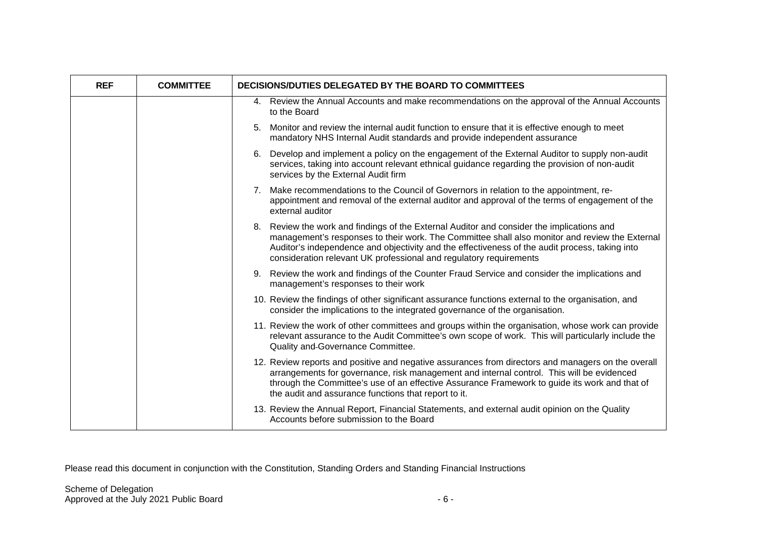| REF | COMMITTEE | DECISIONS/DUTIES DELEGATED BY THE BOARD TO COMMITTEES |
|---|---|---|
| | | 4. Review the Annual Accounts and make recommendations on the approval of the Annual Accounts to the Board |
| | | 5. Monitor and review the internal audit function to ensure that it is effective enough to meet mandatory NHS Internal Audit standards and provide independent assurance |
| | | 6. Develop and implement a policy on the engagement of the External Auditor to supply non-audit services, taking into account relevant ethnical guidance regarding the provision of non-audit services by the External Audit firm |
| | | 7. Make recommendations to the Council of Governors in relation to the appointment, re-appointment and removal of the external auditor and approval of the terms of engagement of the external auditor |
| | | 8. Review the work and findings of the External Auditor and consider the implications and management's responses to their work. The Committee shall also monitor and review the External Auditor's independence and objectivity and the effectiveness of the audit process, taking into consideration relevant UK professional and regulatory requirements |
| | | 9. Review the work and findings of the Counter Fraud Service and consider the implications and management's responses to their work |
| | | 10. Review the findings of other significant assurance functions external to the organisation, and consider the implications to the integrated governance of the organisation. |
| | | 11. Review the work of other committees and groups within the organisation, whose work can provide relevant assurance to the Audit Committee's own scope of work. This will particularly include the Quality and Governance Committee. |
| | | 12. Review reports and positive and negative assurances from directors and managers on the overall arrangements for governance, risk management and internal control. This will be evidenced through the Committee's use of an effective Assurance Framework to guide its work and that of the audit and assurance functions that report to it. |
| | | 13. Review the Annual Report, Financial Statements, and external audit opinion on the Quality Accounts before submission to the Board |

Please read this document in conjunction with the Constitution, Standing Orders and Standing Financial Instructions

Scheme of Delegation
Approved at the July 2021 Public Board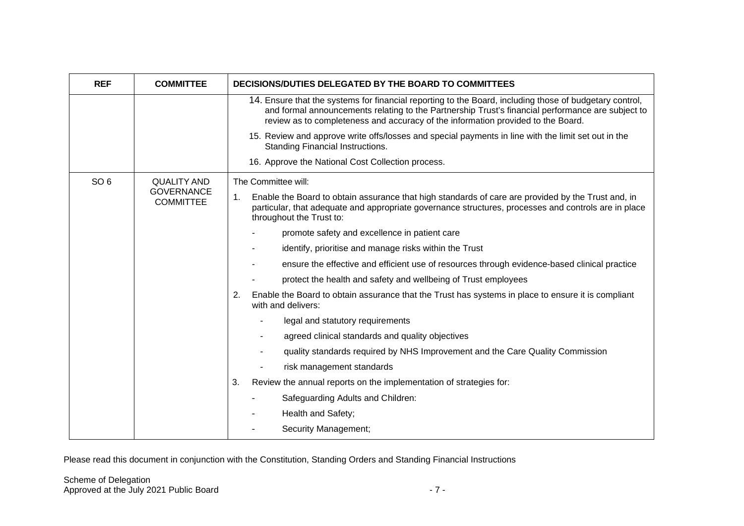| REF | COMMITTEE | DECISIONS/DUTIES DELEGATED BY THE BOARD TO COMMITTEES |
| --- | --- | --- |
| | | 14. Ensure that the systems for financial reporting to the Board, including those of budgetary control, and formal announcements relating to the Partnership Trust's financial performance are subject to review as to completeness and accuracy of the information provided to the Board. |
| | | 15. Review and approve write offs/losses and special payments in line with the limit set out in the Standing Financial Instructions. |
| | | 16. Approve the National Cost Collection process. |
| SO 6 | QUALITY AND GOVERNANCE COMMITTEE | The Committee will: |
| | | 1. Enable the Board to obtain assurance that high standards of care are provided by the Trust and, in particular, that adequate and appropriate governance structures, processes and controls are in place throughout the Trust to: |
| | | - promote safety and excellence in patient care |
| | | - identify, prioritise and manage risks within the Trust |
| | | - ensure the effective and efficient use of resources through evidence-based clinical practice |
| | | - protect the health and safety and wellbeing of Trust employees |
| | | 2. Enable the Board to obtain assurance that the Trust has systems in place to ensure it is compliant with and delivers: |
| | | - legal and statutory requirements |
| | | - agreed clinical standards and quality objectives |
| | | - quality standards required by NHS Improvement and the Care Quality Commission |
| | | - risk management standards |
| | | 3. Review the annual reports on the implementation of strategies for: |
| | | - Safeguarding Adults and Children: |
| | | - Health and Safety; |
| | | - Security Management; |

Please read this document in conjunction with the Constitution, Standing Orders and Standing Financial Instructions

Scheme of Delegation
Approved at the July 2021 Public Board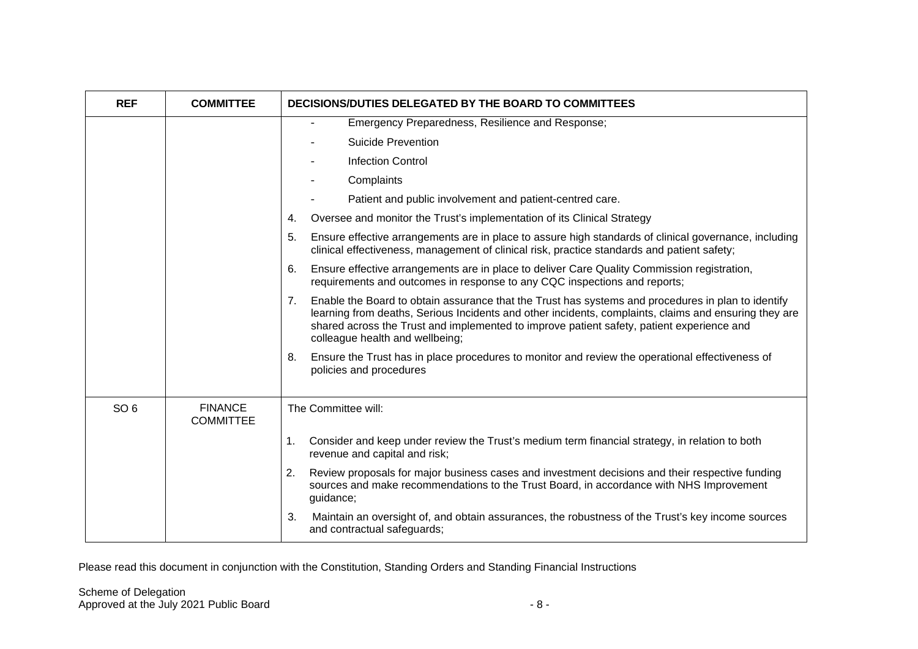| REF | COMMITTEE | DECISIONS/DUTIES DELEGATED BY THE BOARD TO COMMITTEES |
|---|---|---|
| | | - Emergency Preparedness, Resilience and Response;<br>- Suicide Prevention<br>- Infection Control<br>- Complaints<br>- Patient and public involvement and patient-centred care.<br>4. Oversee and monitor the Trust's implementation of its Clinical Strategy<br>5. Ensure effective arrangements are in place to assure high standards of clinical governance, including clinical effectiveness, management of clinical risk, practice standards and patient safety;<br>6. Ensure effective arrangements are in place to deliver Care Quality Commission registration, requirements and outcomes in response to any CQC inspections and reports;<br>7. Enable the Board to obtain assurance that the Trust has systems and procedures in plan to identify learning from deaths, Serious Incidents and other incidents, complaints, claims and ensuring they are shared across the Trust and implemented to improve patient safety, patient experience and colleague health and wellbeing;<br>8. Ensure the Trust has in place procedures to monitor and review the operational effectiveness of policies and procedures |
| SO 6 | FINANCE COMMITTEE | The Committee will:<br>1. Consider and keep under review the Trust's medium term financial strategy, in relation to both revenue and capital and risk;<br>2. Review proposals for major business cases and investment decisions and their respective funding sources and make recommendations to the Trust Board, in accordance with NHS Improvement guidance;<br>3. Maintain an oversight of, and obtain assurances, the robustness of the Trust's key income sources and contractual safeguards; |

Please read this document in conjunction with the Constitution, Standing Orders and Standing Financial Instructions

Scheme of Delegation
Approved at the July 2021 Public Board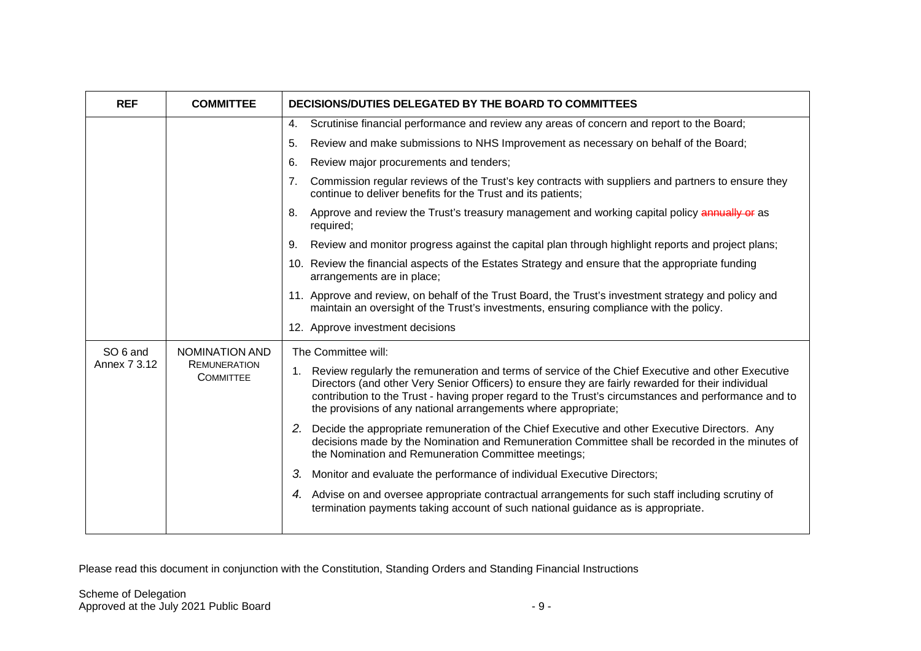| REF | COMMITTEE | DECISIONS/DUTIES DELEGATED BY THE BOARD TO COMMITTEES |
|---|---|---|
| | | 4. Scrutinise financial performance and review any areas of concern and report to the Board;<br>5. Review and make submissions to NHS Improvement as necessary on behalf of the Board;<br>6. Review major procurements and tenders;<br>7. Commission regular reviews of the Trust's key contracts with suppliers and partners to ensure they continue to deliver benefits for the Trust and its patients;<br>8. Approve and review the Trust's treasury management and working capital policy ~~annually or~~ as required;<br>9. Review and monitor progress against the capital plan through highlight reports and project plans;<br>10. Review the financial aspects of the Estates Strategy and ensure that the appropriate funding arrangements are in place;<br>11. Approve and review, on behalf of the Trust Board, the Trust's investment strategy and policy and maintain an oversight of the Trust's investments, ensuring compliance with the policy.<br>12. Approve investment decisions |
| SO 6 and Annex 7 3.12 | NOMINATION AND REMUNERATION COMMITTEE | The Committee will:<br>1. Review regularly the remuneration and terms of service of the Chief Executive and other Executive Directors (and other Very Senior Officers) to ensure they are fairly rewarded for their individual contribution to the Trust - having proper regard to the Trust's circumstances and performance and to the provisions of any national arrangements where appropriate;<br>2. Decide the appropriate remuneration of the Chief Executive and other Executive Directors. Any decisions made by the Nomination and Remuneration Committee shall be recorded in the minutes of the Nomination and Remuneration Committee meetings;<br>3. Monitor and evaluate the performance of individual Executive Directors;<br>4. Advise on and oversee appropriate contractual arrangements for such staff including scrutiny of termination payments taking account of such national guidance as is appropriate. |

Please read this document in conjunction with the Constitution, Standing Orders and Standing Financial Instructions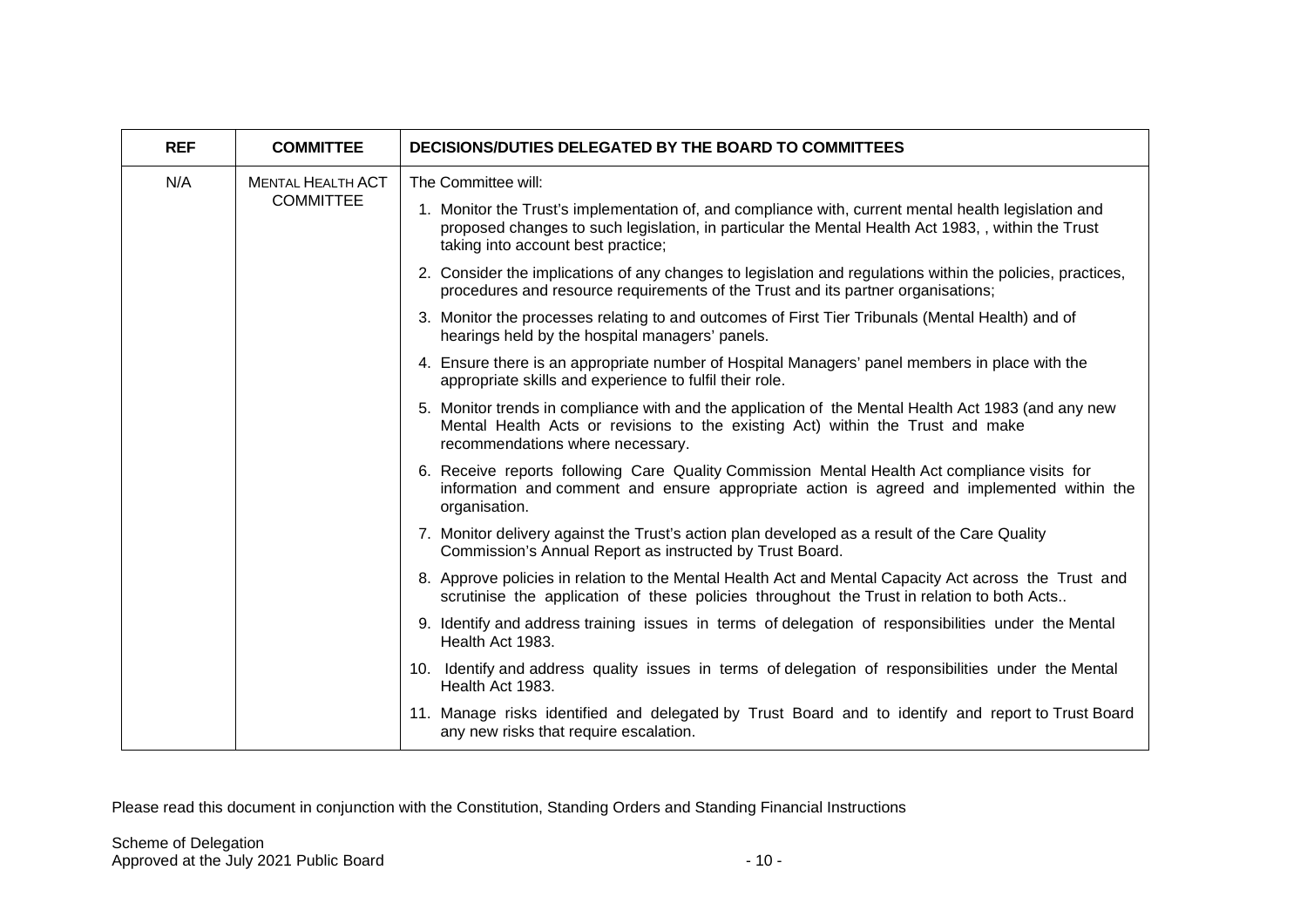| REF | COMMITTEE | DECISIONS/DUTIES DELEGATED BY THE BOARD TO COMMITTEES |
|---|---|---|
| N/A | MENTAL HEALTH ACT COMMITTEE | The Committee will:<br>1. Monitor the Trust's implementation of, and compliance with, current mental health legislation and proposed changes to such legislation, in particular the Mental Health Act 1983, , within the Trust taking into account best practice;<br>2. Consider the implications of any changes to legislation and regulations within the policies, practices, procedures and resource requirements of the Trust and its partner organisations;<br>3. Monitor the processes relating to and outcomes of First Tier Tribunals (Mental Health) and of hearings held by the hospital managers' panels.<br>4. Ensure there is an appropriate number of Hospital Managers' panel members in place with the appropriate skills and experience to fulfil their role.<br>5. Monitor trends in compliance with and the application of the Mental Health Act 1983 (and any new Mental Health Acts or revisions to the existing Act) within the Trust and make recommendations where necessary.<br>6. Receive reports following Care Quality Commission Mental Health Act compliance visits for information and comment and ensure appropriate action is agreed and implemented within the organisation.<br>7. Monitor delivery against the Trust's action plan developed as a result of the Care Quality Commission's Annual Report as instructed by Trust Board.<br>8. Approve policies in relation to the Mental Health Act and Mental Capacity Act across the Trust and scrutinise the application of these policies throughout the Trust in relation to both Acts..<br>9. Identify and address training issues in terms of delegation of responsibilities under the Mental Health Act 1983.<br>10. Identify and address quality issues in terms of delegation of responsibilities under the Mental Health Act 1983.<br>11. Manage risks identified and delegated by Trust Board and to identify and report to Trust Board any new risks that require escalation. |

Please read this document in conjunction with the Constitution, Standing Orders and Standing Financial Instructions

Scheme of Delegation
Approved at the July 2021 Public Board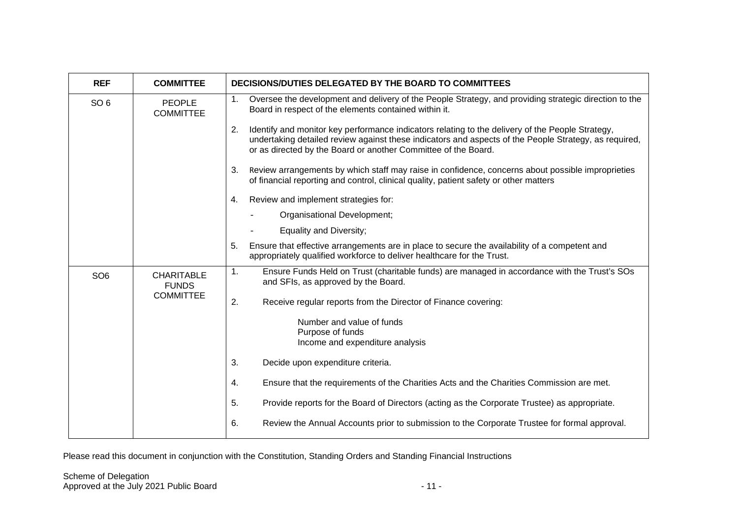| REF | COMMITTEE | DECISIONS/DUTIES DELEGATED BY THE BOARD TO COMMITTEES |
|---|---|---|
| SO 6 | PEOPLE COMMITTEE | 1. Oversee the development and delivery of the People Strategy, and providing strategic direction to the Board in respect of the elements contained within it.<br><br>2. Identify and monitor key performance indicators relating to the delivery of the People Strategy, undertaking detailed review against these indicators and aspects of the People Strategy, as required, or as directed by the Board or another Committee of the Board.<br><br>3. Review arrangements by which staff may raise in confidence, concerns about possible improprieties of financial reporting and control, clinical quality, patient safety or other matters<br><br>4. Review and implement strategies for:<br>- Organisational Development;<br>- Equality and Diversity;<br><br>5. Ensure that effective arrangements are in place to secure the availability of a competent and appropriately qualified workforce to deliver healthcare for the Trust. |
| SO6 | CHARITABLE FUNDS COMMITTEE | 1. Ensure Funds Held on Trust (charitable funds) are managed in accordance with the Trust's SOs and SFIs, as approved by the Board.<br><br>2. Receive regular reports from the Director of Finance covering:<br><br>Number and value of funds<br>Purpose of funds<br>Income and expenditure analysis<br><br>3. Decide upon expenditure criteria.<br><br>4. Ensure that the requirements of the Charities Acts and the Charities Commission are met.<br><br>5. Provide reports for the Board of Directors (acting as the Corporate Trustee) as appropriate.<br><br>6. Review the Annual Accounts prior to submission to the Corporate Trustee for formal approval. |

Please read this document in conjunction with the Constitution, Standing Orders and Standing Financial Instructions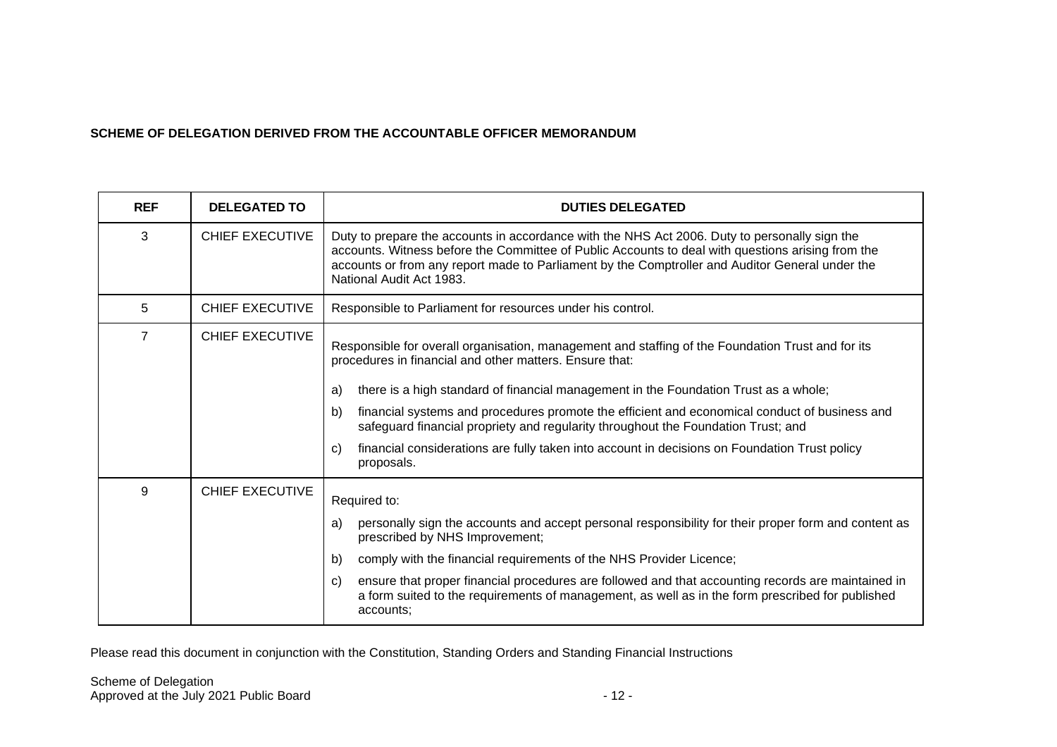**SCHEME OF DELEGATION DERIVED FROM THE ACCOUNTABLE OFFICER MEMORANDUM**

| REF | DELEGATED TO | DUTIES DELEGATED |
|---|---|---|
| 3 | CHIEF EXECUTIVE | Duty to prepare the accounts in accordance with the NHS Act 2006. Duty to personally sign the accounts. Witness before the Committee of Public Accounts to deal with questions arising from the accounts or from any report made to Parliament by the Comptroller and Auditor General under the National Audit Act 1983. |
| 5 | CHIEF EXECUTIVE | Responsible to Parliament for resources under his control. |
| 7 | CHIEF EXECUTIVE | Responsible for overall organisation, management and staffing of the Foundation Trust and for its procedures in financial and other matters. Ensure that:<br>a) there is a high standard of financial management in the Foundation Trust as a whole;<br>b) financial systems and procedures promote the efficient and economical conduct of business and safeguard financial propriety and regularity throughout the Foundation Trust; and<br>c) financial considerations are fully taken into account in decisions on Foundation Trust policy proposals. |
| 9 | CHIEF EXECUTIVE | Required to:<br>a) personally sign the accounts and accept personal responsibility for their proper form and content as prescribed by NHS Improvement;<br>b) comply with the financial requirements of the NHS Provider Licence;<br>c) ensure that proper financial procedures are followed and that accounting records are maintained in a form suited to the requirements of management, as well as in the form prescribed for published accounts; |

Please read this document in conjunction with the Constitution, Standing Orders and Standing Financial Instructions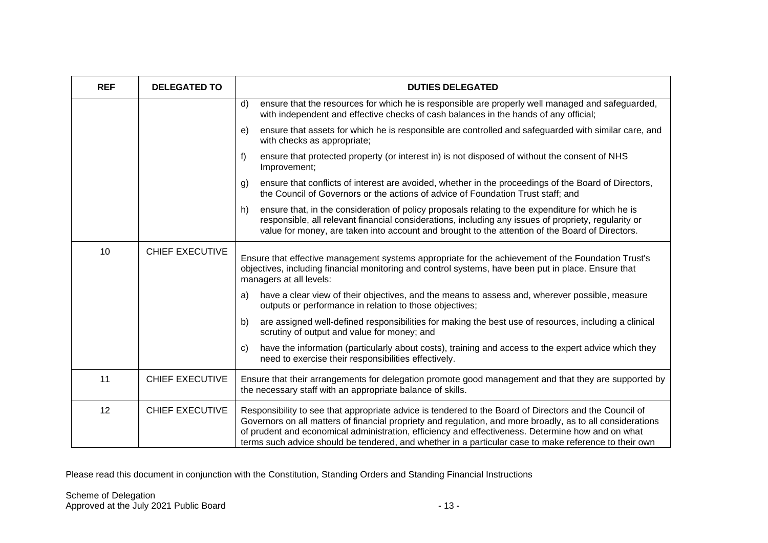| REF | DELEGATED TO | DUTIES DELEGATED |
|---|---|---|
| | | d) ensure that the resources for which he is responsible are properly well managed and safeguarded, with independent and effective checks of cash balances in the hands of any official;<br>e) ensure that assets for which he is responsible are controlled and safeguarded with similar care, and with checks as appropriate;<br>f) ensure that protected property (or interest in) is not disposed of without the consent of NHS Improvement;<br>g) ensure that conflicts of interest are avoided, whether in the proceedings of the Board of Directors, the Council of Governors or the actions of advice of Foundation Trust staff; and<br>h) ensure that, in the consideration of policy proposals relating to the expenditure for which he is responsible, all relevant financial considerations, including any issues of propriety, regularity or value for money, are taken into account and brought to the attention of the Board of Directors. |
| 10 | CHIEF EXECUTIVE | Ensure that effective management systems appropriate for the achievement of the Foundation Trust's objectives, including financial monitoring and control systems, have been put in place. Ensure that managers at all levels:<br>a) have a clear view of their objectives, and the means to assess and, wherever possible, measure outputs or performance in relation to those objectives;<br>b) are assigned well-defined responsibilities for making the best use of resources, including a clinical scrutiny of output and value for money; and<br>c) have the information (particularly about costs), training and access to the expert advice which they need to exercise their responsibilities effectively. |
| 11 | CHIEF EXECUTIVE | Ensure that their arrangements for delegation promote good management and that they are supported by the necessary staff with an appropriate balance of skills. |
| 12 | CHIEF EXECUTIVE | Responsibility to see that appropriate advice is tendered to the Board of Directors and the Council of Governors on all matters of financial propriety and regulation, and more broadly, as to all considerations of prudent and economical administration, efficiency and effectiveness. Determine how and on what terms such advice should be tendered, and whether in a particular case to make reference to their own |

Please read this document in conjunction with the Constitution, Standing Orders and Standing Financial Instructions

Scheme of Delegation
Approved at the July 2021 Public Board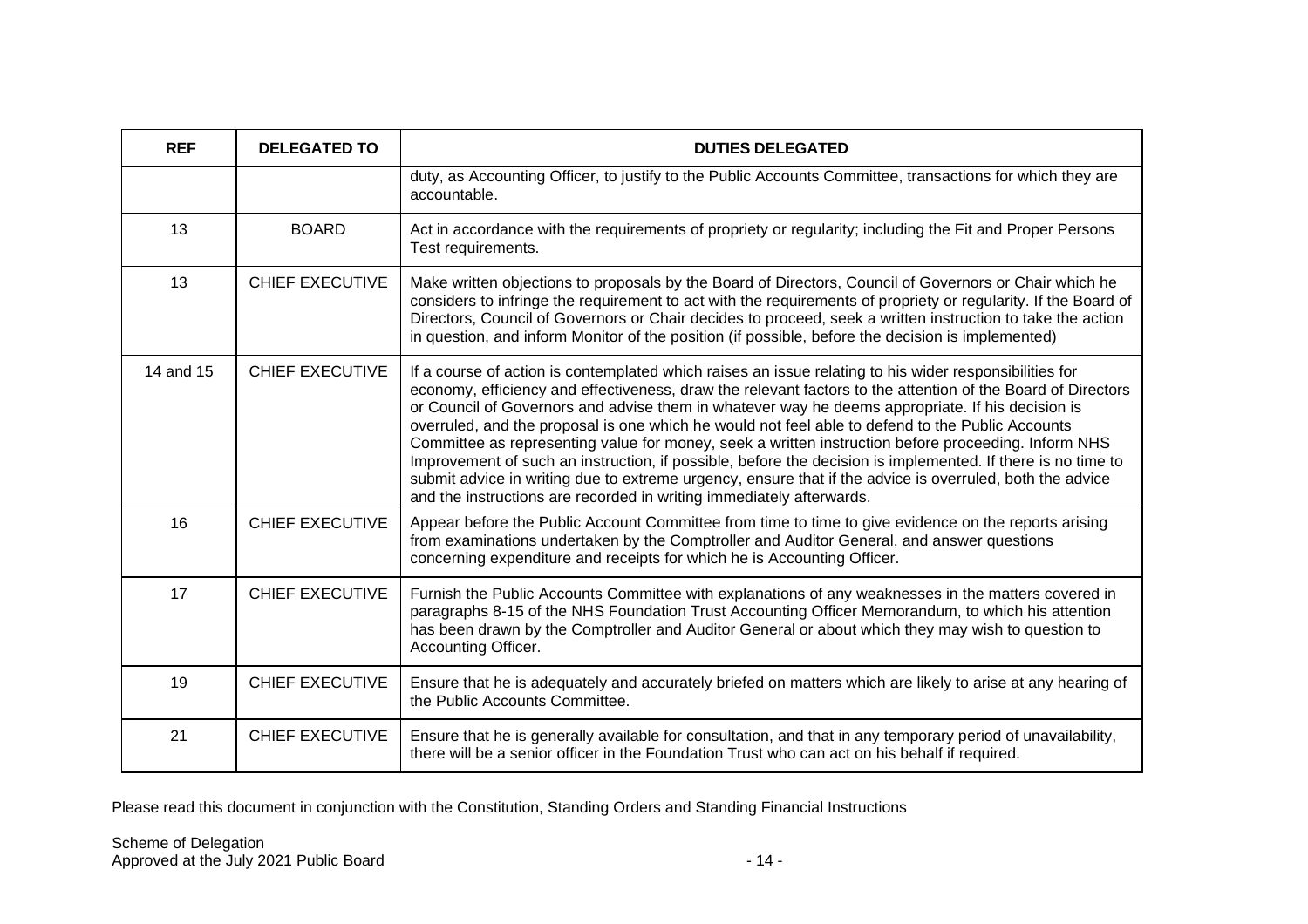| REF | DELEGATED TO | DUTIES DELEGATED |
|---|---|---|
| | | duty, as Accounting Officer, to justify to the Public Accounts Committee, transactions for which they are accountable. |
| 13 | BOARD | Act in accordance with the requirements of propriety or regularity; including the Fit and Proper Persons Test requirements. |
| 13 | CHIEF EXECUTIVE | Make written objections to proposals by the Board of Directors, Council of Governors or Chair which he considers to infringe the requirement to act with the requirements of propriety or regularity. If the Board of Directors, Council of Governors or Chair decides to proceed, seek a written instruction to take the action in question, and inform Monitor of the position (if possible, before the decision is implemented) |
| 14 and 15 | CHIEF EXECUTIVE | If a course of action is contemplated which raises an issue relating to his wider responsibilities for economy, efficiency and effectiveness, draw the relevant factors to the attention of the Board of Directors or Council of Governors and advise them in whatever way he deems appropriate. If his decision is overruled, and the proposal is one which he would not feel able to defend to the Public Accounts Committee as representing value for money, seek a written instruction before proceeding. Inform NHS Improvement of such an instruction, if possible, before the decision is implemented. If there is no time to submit advice in writing due to extreme urgency, ensure that if the advice is overruled, both the advice and the instructions are recorded in writing immediately afterwards. |
| 16 | CHIEF EXECUTIVE | Appear before the Public Account Committee from time to time to give evidence on the reports arising from examinations undertaken by the Comptroller and Auditor General, and answer questions concerning expenditure and receipts for which he is Accounting Officer. |
| 17 | CHIEF EXECUTIVE | Furnish the Public Accounts Committee with explanations of any weaknesses in the matters covered in paragraphs 8-15 of the NHS Foundation Trust Accounting Officer Memorandum, to which his attention has been drawn by the Comptroller and Auditor General or about which they may wish to question to Accounting Officer. |
| 19 | CHIEF EXECUTIVE | Ensure that he is adequately and accurately briefed on matters which are likely to arise at any hearing of the Public Accounts Committee. |
| 21 | CHIEF EXECUTIVE | Ensure that he is generally available for consultation, and that in any temporary period of unavailability, there will be a senior officer in the Foundation Trust who can act on his behalf if required. |

Please read this document in conjunction with the Constitution, Standing Orders and Standing Financial Instructions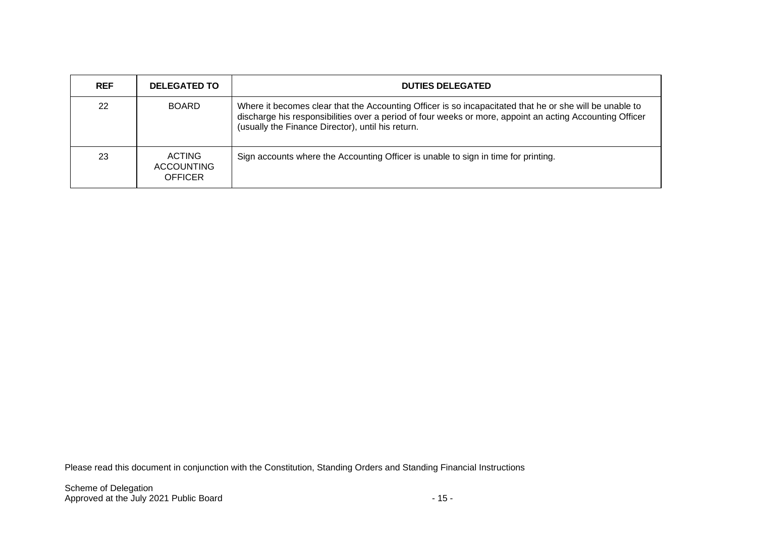| REF | DELEGATED TO | DUTIES DELEGATED |
|---|---|---|
| 22 | BOARD | Where it becomes clear that the Accounting Officer is so incapacitated that he or she will be unable to discharge his responsibilities over a period of four weeks or more, appoint an acting Accounting Officer (usually the Finance Director), until his return. |
| 23 | ACTING ACCOUNTING OFFICER | Sign accounts where the Accounting Officer is unable to sign in time for printing. |

Please read this document in conjunction with the Constitution, Standing Orders and Standing Financial Instructions

Scheme of Delegation
Approved at the July 2021 Public Board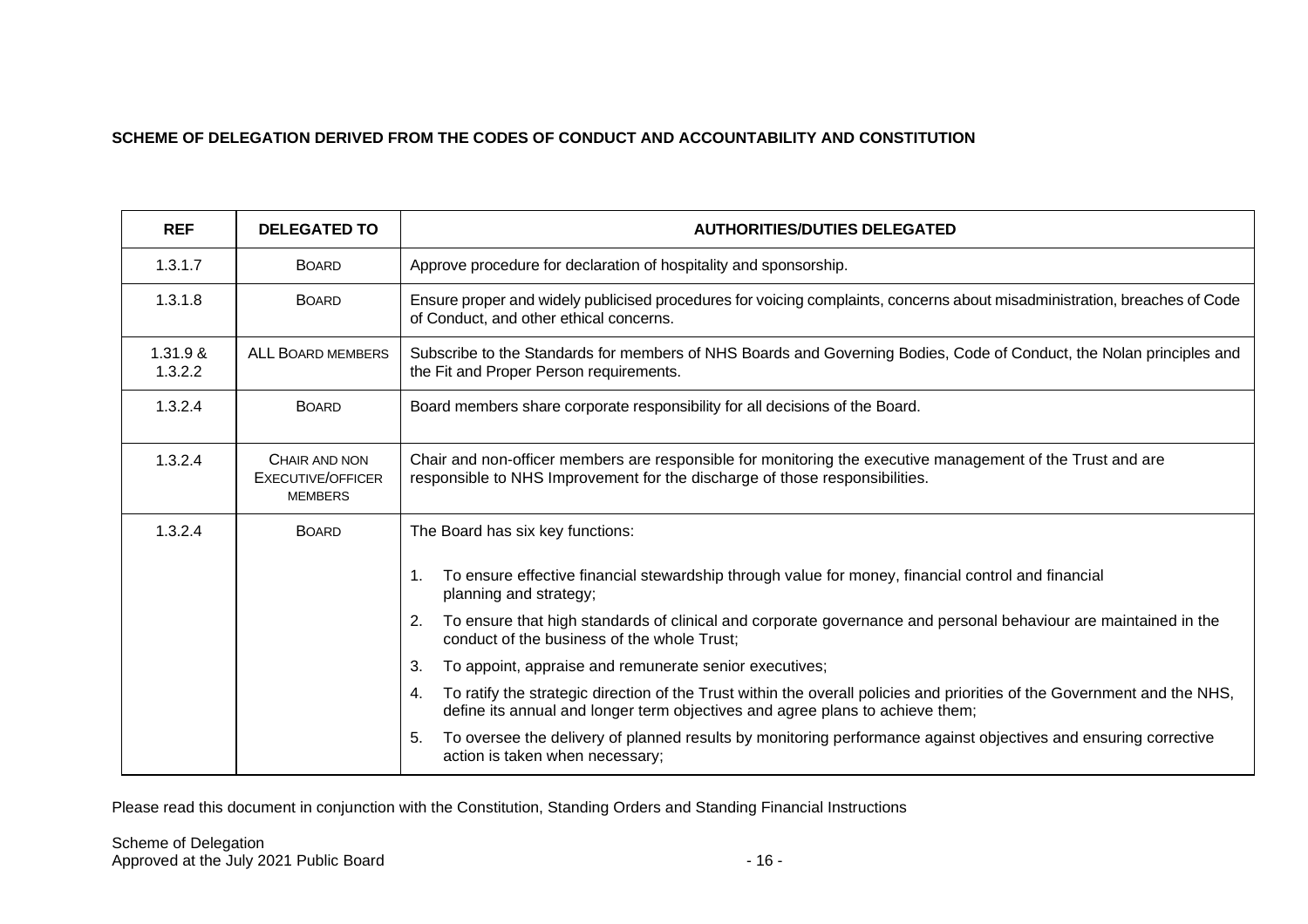**SCHEME OF DELEGATION DERIVED FROM THE CODES OF CONDUCT AND ACCOUNTABILITY AND CONSTITUTION**

| REF | DELEGATED TO | AUTHORITIES/DUTIES DELEGATED |
|---|---|---|
| 1.3.1.7 | BOARD | Approve procedure for declaration of hospitality and sponsorship. |
| 1.3.1.8 | BOARD | Ensure proper and widely publicised procedures for voicing complaints, concerns about misadministration, breaches of Code of Conduct, and other ethical concerns. |
| 1.31.9 & 1.3.2.2 | ALL BOARD MEMBERS | Subscribe to the Standards for members of NHS Boards and Governing Bodies, Code of Conduct, the Nolan principles and the Fit and Proper Person requirements. |
| 1.3.2.4 | BOARD | Board members share corporate responsibility for all decisions of the Board. |
| 1.3.2.4 | CHAIR AND NON EXECUTIVE/OFFICER MEMBERS | Chair and non-officer members are responsible for monitoring the executive management of the Trust and are responsible to NHS Improvement for the discharge of those responsibilities. |
| 1.3.2.4 | BOARD | The Board has six key functions:<br><br>1. To ensure effective financial stewardship through value for money, financial control and financial planning and strategy;<br>2. To ensure that high standards of clinical and corporate governance and personal behaviour are maintained in the conduct of the business of the whole Trust;<br>3. To appoint, appraise and remunerate senior executives;<br>4. To ratify the strategic direction of the Trust within the overall policies and priorities of the Government and the NHS, define its annual and longer term objectives and agree plans to achieve them;<br>5. To oversee the delivery of planned results by monitoring performance against objectives and ensuring corrective action is taken when necessary; |

Please read this document in conjunction with the Constitution, Standing Orders and Standing Financial Instructions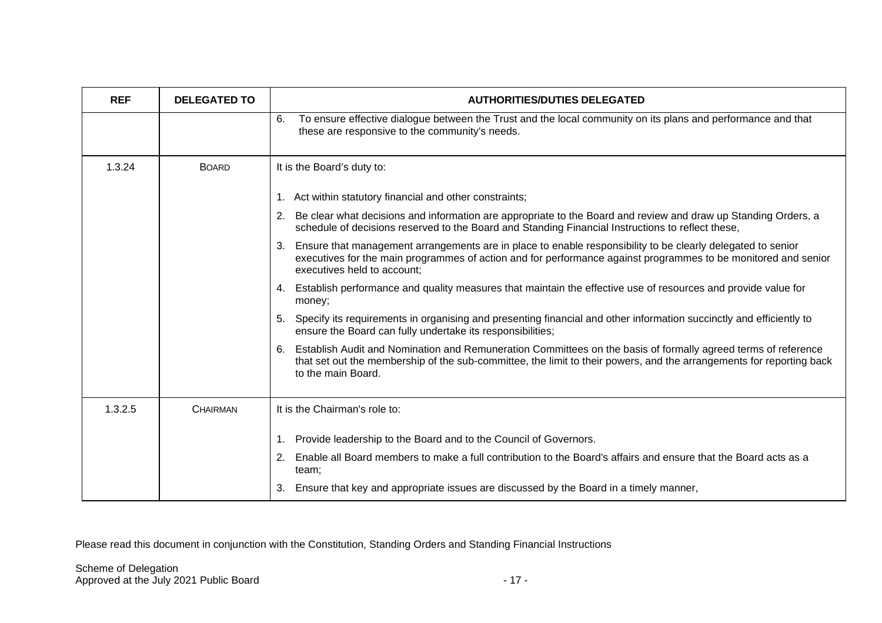| REF | DELEGATED TO | AUTHORITIES/DUTIES DELEGATED |
|---|---|---|
| | | 6. To ensure effective dialogue between the Trust and the local community on its plans and performance and that these are responsive to the community's needs. |
| 1.3.24 | BOARD | It is the Board's duty to:<br><br>1. Act within statutory financial and other constraints;<br>2. Be clear what decisions and information are appropriate to the Board and review and draw up Standing Orders, a schedule of decisions reserved to the Board and Standing Financial Instructions to reflect these,<br>3. Ensure that management arrangements are in place to enable responsibility to be clearly delegated to senior executives for the main programmes of action and for performance against programmes to be monitored and senior executives held to account;<br>4. Establish performance and quality measures that maintain the effective use of resources and provide value for money;<br>5. Specify its requirements in organising and presenting financial and other information succinctly and efficiently to ensure the Board can fully undertake its responsibilities;<br>6. Establish Audit and Nomination and Remuneration Committees on the basis of formally agreed terms of reference that set out the membership of the sub-committee, the limit to their powers, and the arrangements for reporting back to the main Board. |
| 1.3.2.5 | CHAIRMAN | It is the Chairman's role to:<br><br>1. Provide leadership to the Board and to the Council of Governors.<br>2. Enable all Board members to make a full contribution to the Board's affairs and ensure that the Board acts as a team;<br>3. Ensure that key and appropriate issues are discussed by the Board in a timely manner, |

Please read this document in conjunction with the Constitution, Standing Orders and Standing Financial Instructions

Scheme of Delegation
Approved at the July 2021 Public Board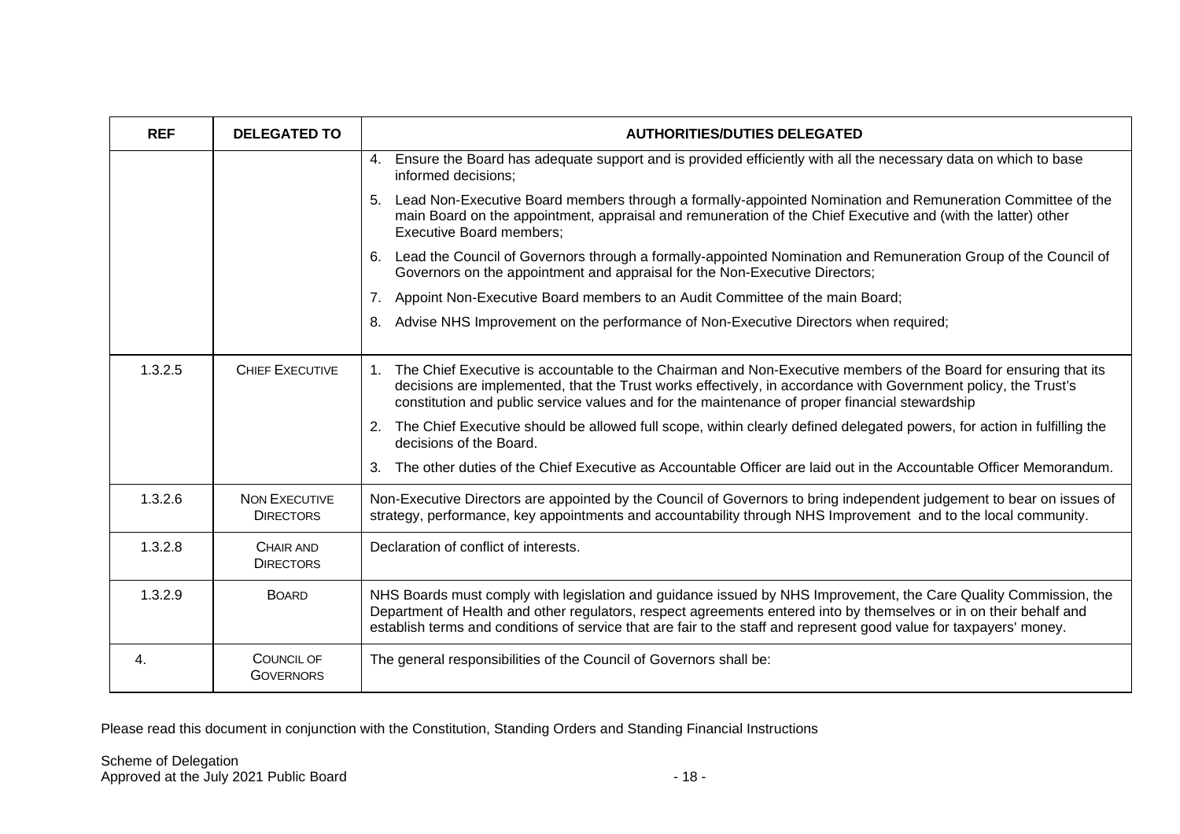| REF | DELEGATED TO | AUTHORITIES/DUTIES DELEGATED |
|---|---|---|
| | | 4. Ensure the Board has adequate support and is provided efficiently with all the necessary data on which to base informed decisions;<br>5. Lead Non-Executive Board members through a formally-appointed Nomination and Remuneration Committee of the main Board on the appointment, appraisal and remuneration of the Chief Executive and (with the latter) other Executive Board members;<br>6. Lead the Council of Governors through a formally-appointed Nomination and Remuneration Group of the Council of Governors on the appointment and appraisal for the Non-Executive Directors;<br>7. Appoint Non-Executive Board members to an Audit Committee of the main Board;<br>8. Advise NHS Improvement on the performance of Non-Executive Directors when required; |
| 1.3.2.5 | CHIEF EXECUTIVE | 1. The Chief Executive is accountable to the Chairman and Non-Executive members of the Board for ensuring that its decisions are implemented, that the Trust works effectively, in accordance with Government policy, the Trust's constitution and public service values and for the maintenance of proper financial stewardship<br>2. The Chief Executive should be allowed full scope, within clearly defined delegated powers, for action in fulfilling the decisions of the Board.<br>3. The other duties of the Chief Executive as Accountable Officer are laid out in the Accountable Officer Memorandum. |
| 1.3.2.6 | NON EXECUTIVE DIRECTORS | Non-Executive Directors are appointed by the Council of Governors to bring independent judgement to bear on issues of strategy, performance, key appointments and accountability through NHS Improvement and to the local community. |
| 1.3.2.8 | CHAIR AND DIRECTORS | Declaration of conflict of interests. |
| 1.3.2.9 | BOARD | NHS Boards must comply with legislation and guidance issued by NHS Improvement, the Care Quality Commission, the Department of Health and other regulators, respect agreements entered into by themselves or in on their behalf and establish terms and conditions of service that are fair to the staff and represent good value for taxpayers' money. |
| 4. | COUNCIL OF GOVERNORS | The general responsibilities of the Council of Governors shall be: |

Please read this document in conjunction with the Constitution, Standing Orders and Standing Financial Instructions

Scheme of Delegation
Approved at the July 2021 Public Board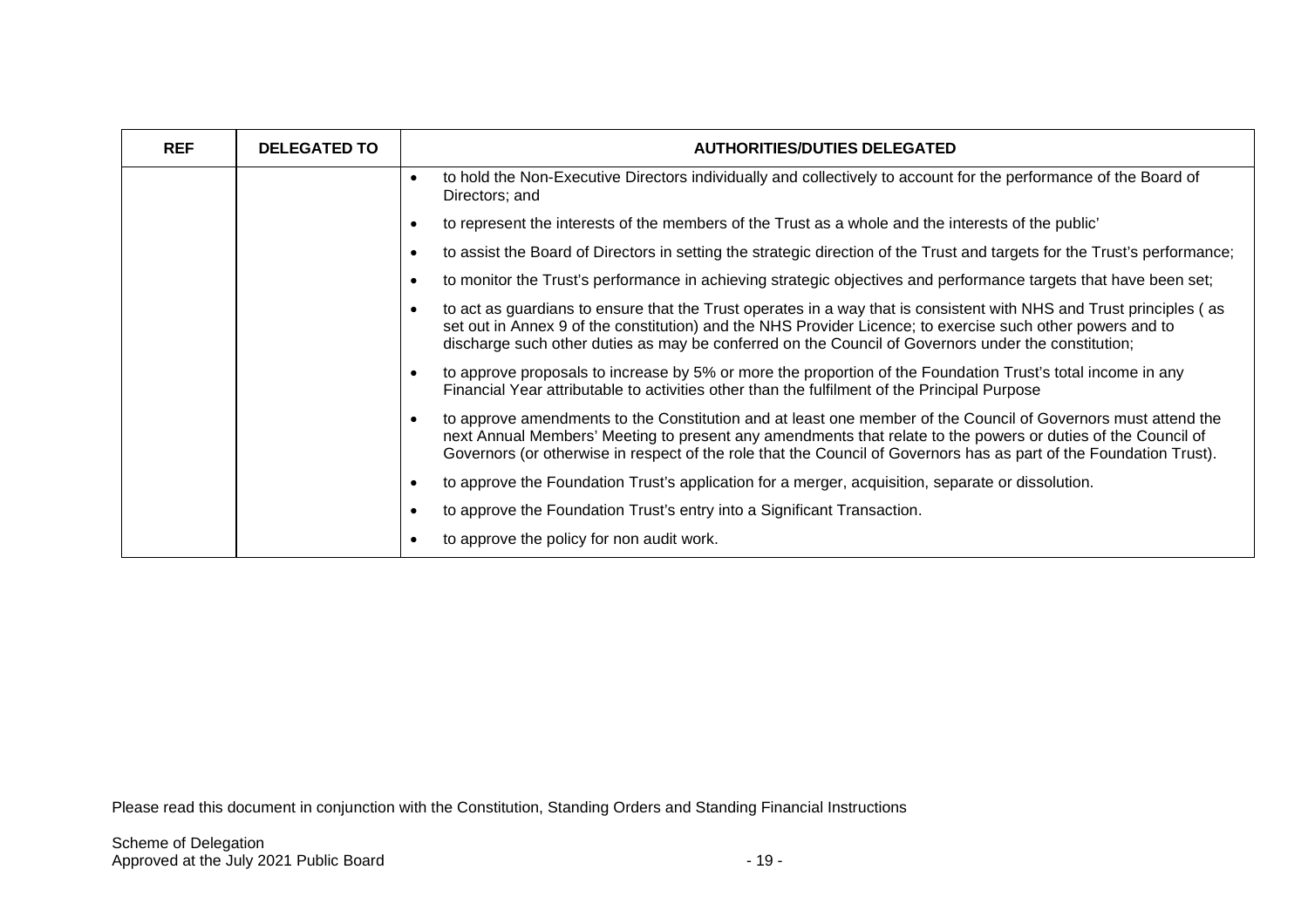| REF | DELEGATED TO | AUTHORITIES/DUTIES DELEGATED |
|---|---|---|
| | | • to hold the Non-Executive Directors individually and collectively to account for the performance of the Board of Directors; and<br>• to represent the interests of the members of the Trust as a whole and the interests of the public'<br>• to assist the Board of Directors in setting the strategic direction of the Trust and targets for the Trust's performance;<br>• to monitor the Trust's performance in achieving strategic objectives and performance targets that have been set;<br>• to act as guardians to ensure that the Trust operates in a way that is consistent with NHS and Trust principles ( as set out in Annex 9 of the constitution) and the NHS Provider Licence; to exercise such other powers and to discharge such other duties as may be conferred on the Council of Governors under the constitution;<br>• to approve proposals to increase by 5% or more the proportion of the Foundation Trust's total income in any Financial Year attributable to activities other than the fulfilment of the Principal Purpose<br>• to approve amendments to the Constitution and at least one member of the Council of Governors must attend the next Annual Members' Meeting to present any amendments that relate to the powers or duties of the Council of Governors (or otherwise in respect of the role that the Council of Governors has as part of the Foundation Trust).<br>• to approve the Foundation Trust's application for a merger, acquisition, separate or dissolution.<br>• to approve the Foundation Trust's entry into a Significant Transaction.<br>• to approve the policy for non audit work. |

Please read this document in conjunction with the Constitution, Standing Orders and Standing Financial Instructions

Scheme of Delegation
Approved at the July 2021 Public Board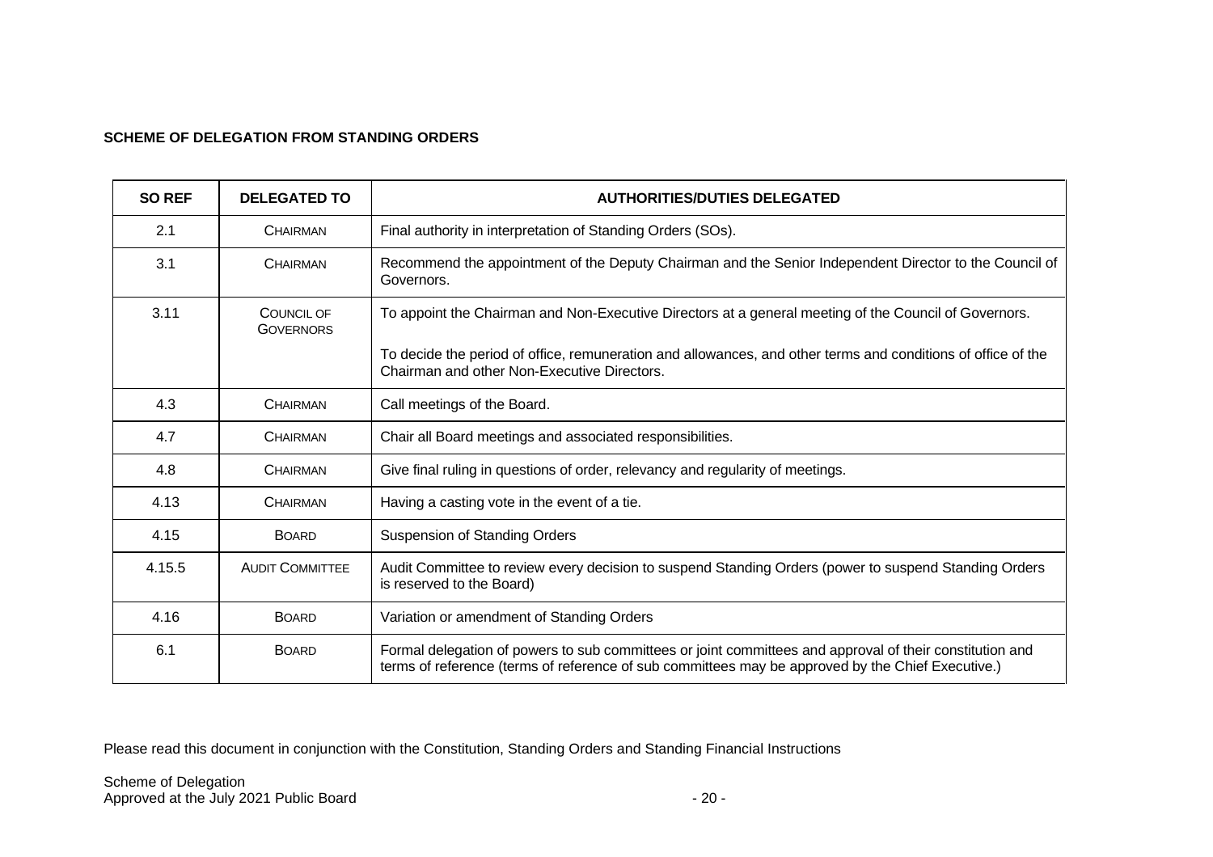**SCHEME OF DELEGATION FROM STANDING ORDERS**

| SO REF | DELEGATED TO | AUTHORITIES/DUTIES DELEGATED |
|---|---|---|
| 2.1 | CHAIRMAN | Final authority in interpretation of Standing Orders (SOs). |
| 3.1 | CHAIRMAN | Recommend the appointment of the Deputy Chairman and the Senior Independent Director to the Council of Governors. |
| 3.11 | COUNCIL OF GOVERNORS | To appoint the Chairman and Non-Executive Directors at a general meeting of the Council of Governors.<br><br>To decide the period of office, remuneration and allowances, and other terms and conditions of office of the Chairman and other Non-Executive Directors. |
| 4.3 | CHAIRMAN | Call meetings of the Board. |
| 4.7 | CHAIRMAN | Chair all Board meetings and associated responsibilities. |
| 4.8 | CHAIRMAN | Give final ruling in questions of order, relevancy and regularity of meetings. |
| 4.13 | CHAIRMAN | Having a casting vote in the event of a tie. |
| 4.15 | BOARD | Suspension of Standing Orders |
| 4.15.5 | AUDIT COMMITTEE | Audit Committee to review every decision to suspend Standing Orders (power to suspend Standing Orders is reserved to the Board) |
| 4.16 | BOARD | Variation or amendment of Standing Orders |
| 6.1 | BOARD | Formal delegation of powers to sub committees or joint committees and approval of their constitution and terms of reference (terms of reference of sub committees may be approved by the Chief Executive.) |

Please read this document in conjunction with the Constitution, Standing Orders and Standing Financial Instructions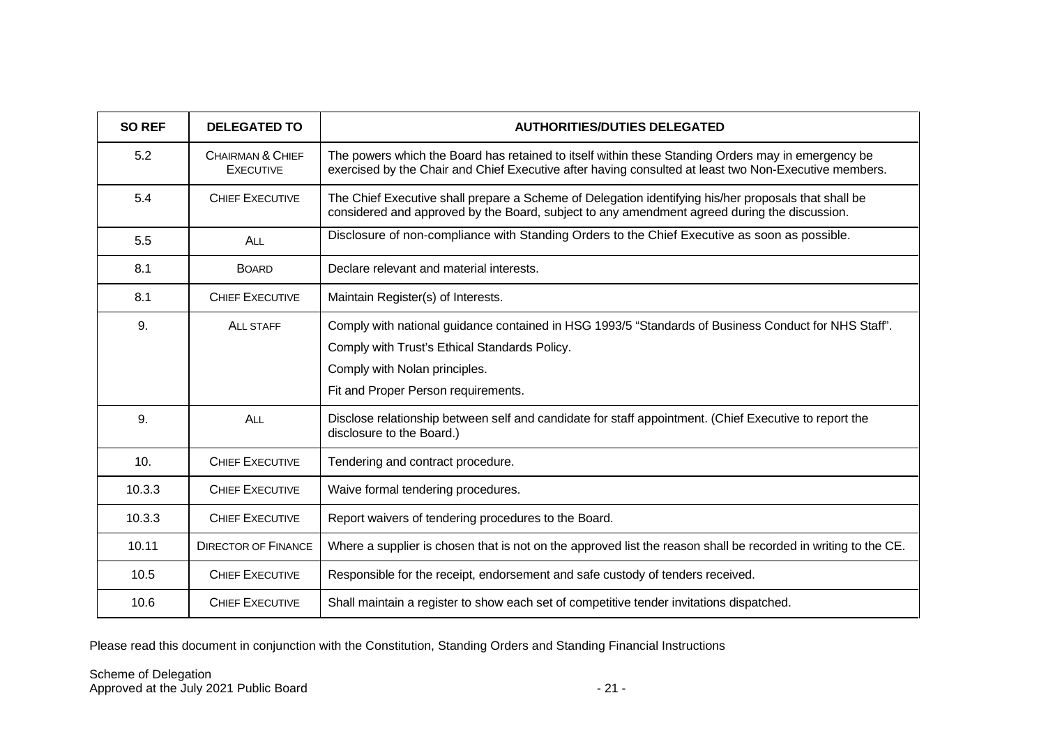| SO REF | DELEGATED TO | AUTHORITIES/DUTIES DELEGATED |
|---|---|---|
| 5.2 | CHAIRMAN & CHIEF EXECUTIVE | The powers which the Board has retained to itself within these Standing Orders may in emergency be exercised by the Chair and Chief Executive after having consulted at least two Non-Executive members. |
| 5.4 | CHIEF EXECUTIVE | The Chief Executive shall prepare a Scheme of Delegation identifying his/her proposals that shall be considered and approved by the Board, subject to any amendment agreed during the discussion. |
| 5.5 | ALL | Disclosure of non-compliance with Standing Orders to the Chief Executive as soon as possible. |
| 8.1 | BOARD | Declare relevant and material interests. |
| 8.1 | CHIEF EXECUTIVE | Maintain Register(s) of Interests. |
| 9. | ALL STAFF | Comply with national guidance contained in HSG 1993/5 "Standards of Business Conduct for NHS Staff".<br>Comply with Trust's Ethical Standards Policy.<br>Comply with Nolan principles.<br>Fit and Proper Person requirements. |
| 9. | ALL | Disclose relationship between self and candidate for staff appointment. (Chief Executive to report the disclosure to the Board.) |
| 10. | CHIEF EXECUTIVE | Tendering and contract procedure. |
| 10.3.3 | CHIEF EXECUTIVE | Waive formal tendering procedures. |
| 10.3.3 | CHIEF EXECUTIVE | Report waivers of tendering procedures to the Board. |
| 10.11 | DIRECTOR OF FINANCE | Where a supplier is chosen that is not on the approved list the reason shall be recorded in writing to the CE. |
| 10.5 | CHIEF EXECUTIVE | Responsible for the receipt, endorsement and safe custody of tenders received. |
| 10.6 | CHIEF EXECUTIVE | Shall maintain a register to show each set of competitive tender invitations dispatched. |

Please read this document in conjunction with the Constitution, Standing Orders and Standing Financial Instructions

Scheme of Delegation
Approved at the July 2021 Public Board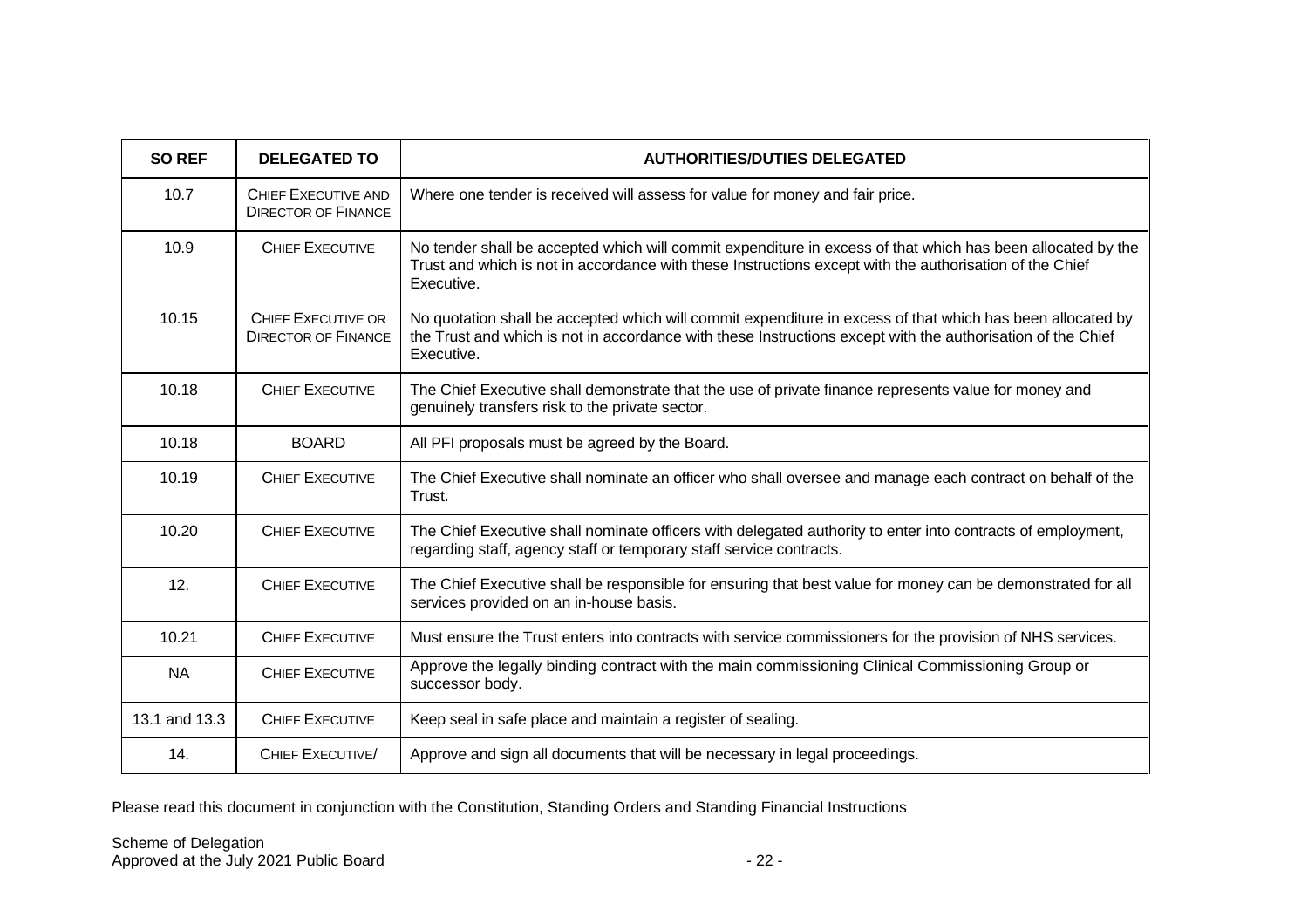| SO REF | DELEGATED TO | AUTHORITIES/DUTIES DELEGATED |
|---|---|---|
| 10.7 | CHIEF EXECUTIVE AND DIRECTOR OF FINANCE | Where one tender is received will assess for value for money and fair price. |
| 10.9 | CHIEF EXECUTIVE | No tender shall be accepted which will commit expenditure in excess of that which has been allocated by the Trust and which is not in accordance with these Instructions except with the authorisation of the Chief Executive. |
| 10.15 | CHIEF EXECUTIVE OR DIRECTOR OF FINANCE | No quotation shall be accepted which will commit expenditure in excess of that which has been allocated by the Trust and which is not in accordance with these Instructions except with the authorisation of the Chief Executive. |
| 10.18 | CHIEF EXECUTIVE | The Chief Executive shall demonstrate that the use of private finance represents value for money and genuinely transfers risk to the private sector. |
| 10.18 | BOARD | All PFI proposals must be agreed by the Board. |
| 10.19 | CHIEF EXECUTIVE | The Chief Executive shall nominate an officer who shall oversee and manage each contract on behalf of the Trust. |
| 10.20 | CHIEF EXECUTIVE | The Chief Executive shall nominate officers with delegated authority to enter into contracts of employment, regarding staff, agency staff or temporary staff service contracts. |
| 12. | CHIEF EXECUTIVE | The Chief Executive shall be responsible for ensuring that best value for money can be demonstrated for all services provided on an in-house basis. |
| 10.21 | CHIEF EXECUTIVE | Must ensure the Trust enters into contracts with service commissioners for the provision of NHS services. |
| NA | CHIEF EXECUTIVE | Approve the legally binding contract with the main commissioning Clinical Commissioning Group or successor body. |
| 13.1 and 13.3 | CHIEF EXECUTIVE | Keep seal in safe place and maintain a register of sealing. |
| 14. | CHIEF EXECUTIVE/ | Approve and sign all documents that will be necessary in legal proceedings. |

Please read this document in conjunction with the Constitution, Standing Orders and Standing Financial Instructions

Scheme of Delegation
Approved at the July 2021 Public Board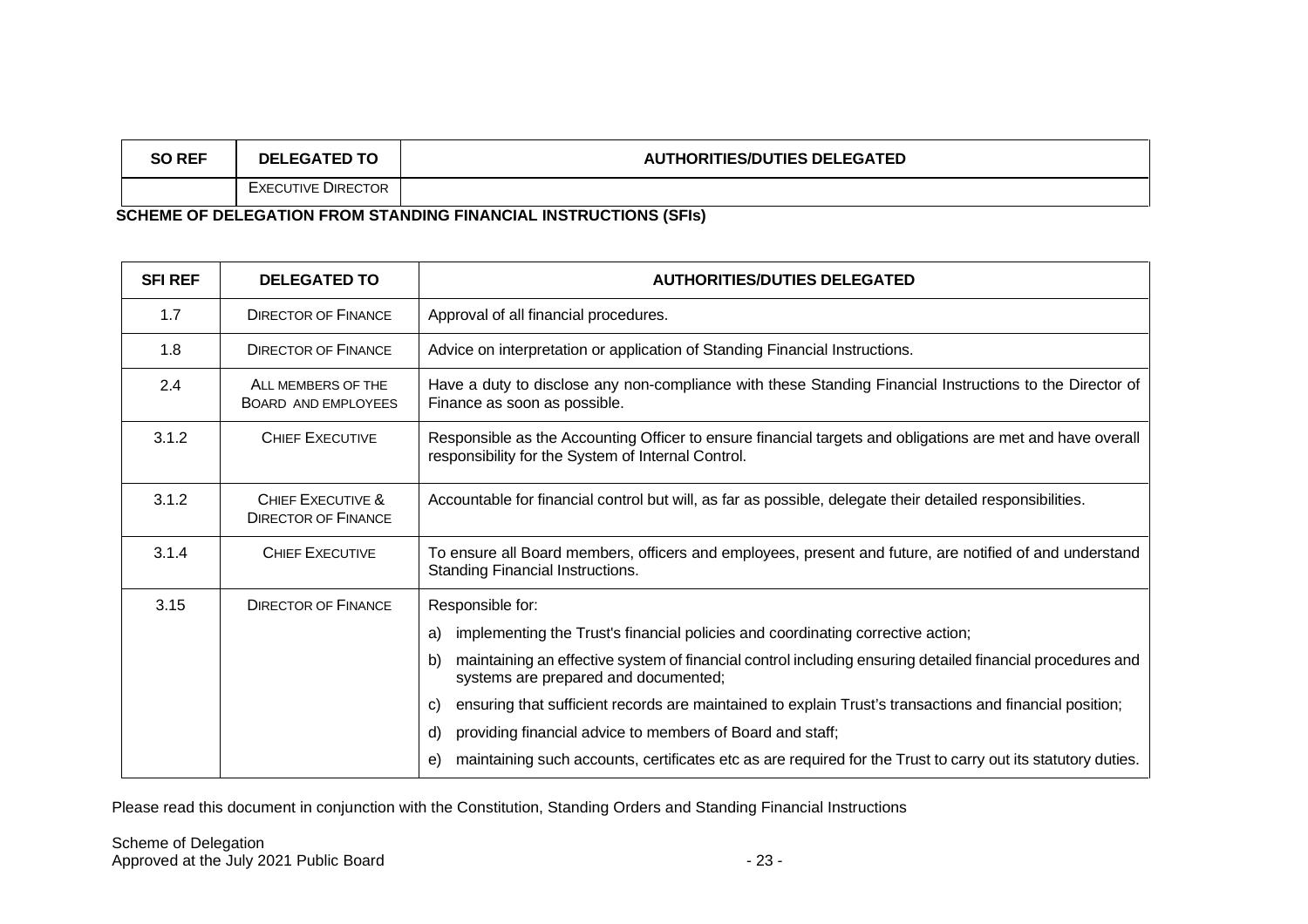| SO REF | DELEGATED TO | AUTHORITIES/DUTIES DELEGATED |
|---|---|---|
| | EXECUTIVE DIRECTOR | |

**SCHEME OF DELEGATION FROM STANDING FINANCIAL INSTRUCTIONS (SFIs)**

| SFI REF | DELEGATED TO | AUTHORITIES/DUTIES DELEGATED |
|---|---|---|
| 1.7 | DIRECTOR OF FINANCE | Approval of all financial procedures. |
| 1.8 | DIRECTOR OF FINANCE | Advice on interpretation or application of Standing Financial Instructions. |
| 2.4 | ALL MEMBERS OF THE BOARD AND EMPLOYEES | Have a duty to disclose any non-compliance with these Standing Financial Instructions to the Director of Finance as soon as possible. |
| 3.1.2 | CHIEF EXECUTIVE | Responsible as the Accounting Officer to ensure financial targets and obligations are met and have overall responsibility for the System of Internal Control. |
| 3.1.2 | CHIEF EXECUTIVE & DIRECTOR OF FINANCE | Accountable for financial control but will, as far as possible, delegate their detailed responsibilities. |
| 3.1.4 | CHIEF EXECUTIVE | To ensure all Board members, officers and employees, present and future, are notified of and understand Standing Financial Instructions. |
| 3.15 | DIRECTOR OF FINANCE | Responsible for:<br>a) implementing the Trust's financial policies and coordinating corrective action;<br>b) maintaining an effective system of financial control including ensuring detailed financial procedures and systems are prepared and documented;<br>c) ensuring that sufficient records are maintained to explain Trust's transactions and financial position;<br>d) providing financial advice to members of Board and staff;<br>e) maintaining such accounts, certificates etc as are required for the Trust to carry out its statutory duties. |

Please read this document in conjunction with the Constitution, Standing Orders and Standing Financial Instructions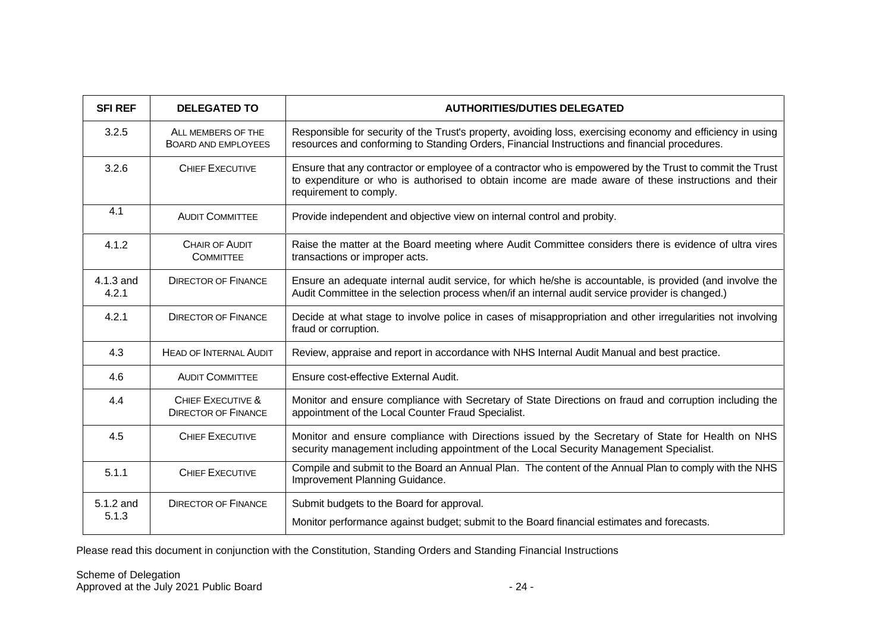| SFI REF | DELEGATED TO | AUTHORITIES/DUTIES DELEGATED |
|---|---|---|
| 3.2.5 | ALL MEMBERS OF THE BOARD AND EMPLOYEES | Responsible for security of the Trust's property, avoiding loss, exercising economy and efficiency in using resources and conforming to Standing Orders, Financial Instructions and financial procedures. |
| 3.2.6 | CHIEF EXECUTIVE | Ensure that any contractor or employee of a contractor who is empowered by the Trust to commit the Trust to expenditure or who is authorised to obtain income are made aware of these instructions and their requirement to comply. |
| 4.1 | AUDIT COMMITTEE | Provide independent and objective view on internal control and probity. |
| 4.1.2 | CHAIR OF AUDIT COMMITTEE | Raise the matter at the Board meeting where Audit Committee considers there is evidence of ultra vires transactions or improper acts. |
| 4.1.3 and 4.2.1 | DIRECTOR OF FINANCE | Ensure an adequate internal audit service, for which he/she is accountable, is provided (and involve the Audit Committee in the selection process when/if an internal audit service provider is changed.) |
| 4.2.1 | DIRECTOR OF FINANCE | Decide at what stage to involve police in cases of misappropriation and other irregularities not involving fraud or corruption. |
| 4.3 | HEAD OF INTERNAL AUDIT | Review, appraise and report in accordance with NHS Internal Audit Manual and best practice. |
| 4.6 | AUDIT COMMITTEE | Ensure cost-effective External Audit. |
| 4.4 | CHIEF EXECUTIVE & DIRECTOR OF FINANCE | Monitor and ensure compliance with Secretary of State Directions on fraud and corruption including the appointment of the Local Counter Fraud Specialist. |
| 4.5 | CHIEF EXECUTIVE | Monitor and ensure compliance with Directions issued by the Secretary of State for Health on NHS security management including appointment of the Local Security Management Specialist. |
| 5.1.1 | CHIEF EXECUTIVE | Compile and submit to the Board an Annual Plan. The content of the Annual Plan to comply with the NHS Improvement Planning Guidance. |
| 5.1.2 and 5.1.3 | DIRECTOR OF FINANCE | Submit budgets to the Board for approval.<br><br>Monitor performance against budget; submit to the Board financial estimates and forecasts. |

Please read this document in conjunction with the Constitution, Standing Orders and Standing Financial Instructions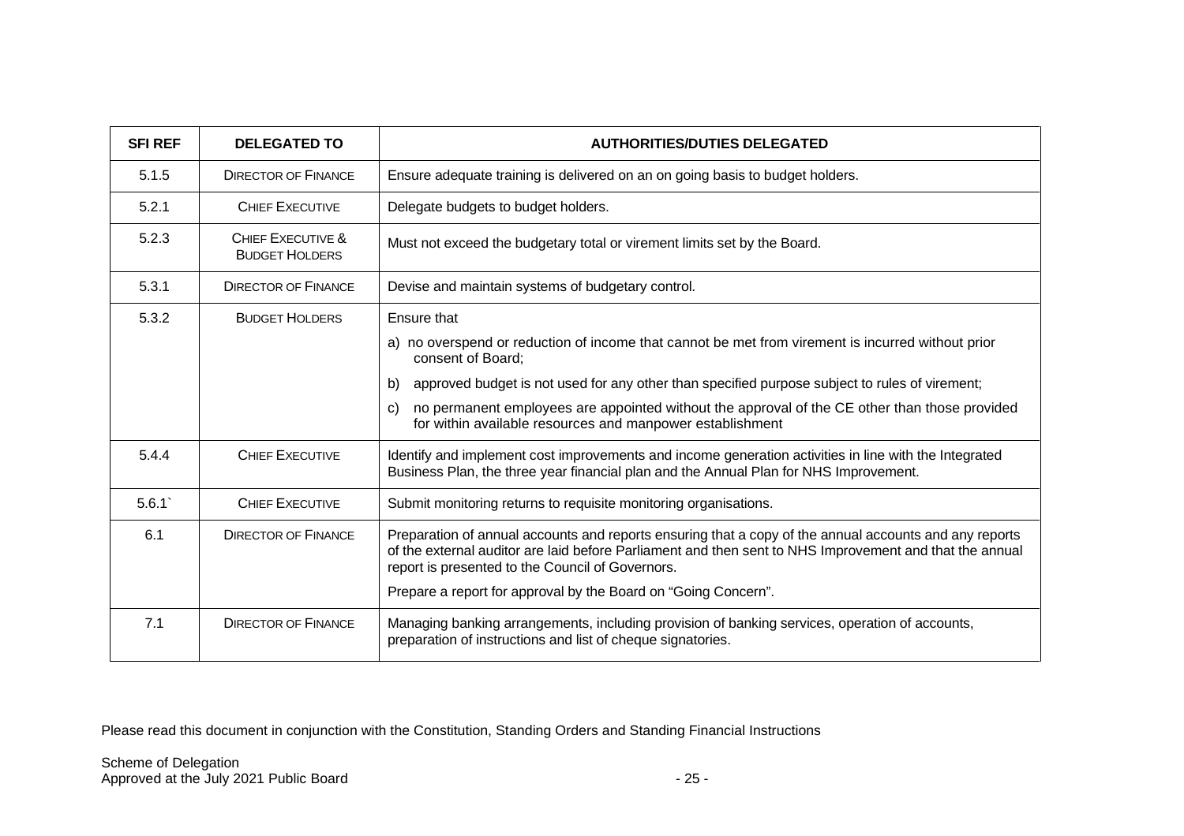| SFI REF | DELEGATED TO | AUTHORITIES/DUTIES DELEGATED |
|---|---|---|
| 5.1.5 | Director of Finance | Ensure adequate training is delivered on an on going basis to budget holders. |
| 5.2.1 | Chief Executive | Delegate budgets to budget holders. |
| 5.2.3 | Chief Executive & Budget Holders | Must not exceed the budgetary total or virement limits set by the Board. |
| 5.3.1 | Director of Finance | Devise and maintain systems of budgetary control. |
| 5.3.2 | Budget Holders | Ensure that<br>a) no overspend or reduction of income that cannot be met from virement is incurred without prior consent of Board;<br>b) approved budget is not used for any other than specified purpose subject to rules of virement;<br>c) no permanent employees are appointed without the approval of the CE other than those provided for within available resources and manpower establishment |
| 5.4.4 | Chief Executive | Identify and implement cost improvements and income generation activities in line with the Integrated Business Plan, the three year financial plan and the Annual Plan for NHS Improvement. |
| 5.6.1` | Chief Executive | Submit monitoring returns to requisite monitoring organisations. |
| 6.1 | Director of Finance | Preparation of annual accounts and reports ensuring that a copy of the annual accounts and any reports of the external auditor are laid before Parliament and then sent to NHS Improvement and that the annual report is presented to the Council of Governors.<br>Prepare a report for approval by the Board on "Going Concern". |
| 7.1 | Director of Finance | Managing banking arrangements, including provision of banking services, operation of accounts, preparation of instructions and list of cheque signatories. |

Please read this document in conjunction with the Constitution, Standing Orders and Standing Financial Instructions

Scheme of Delegation
Approved at the July 2021 Public Board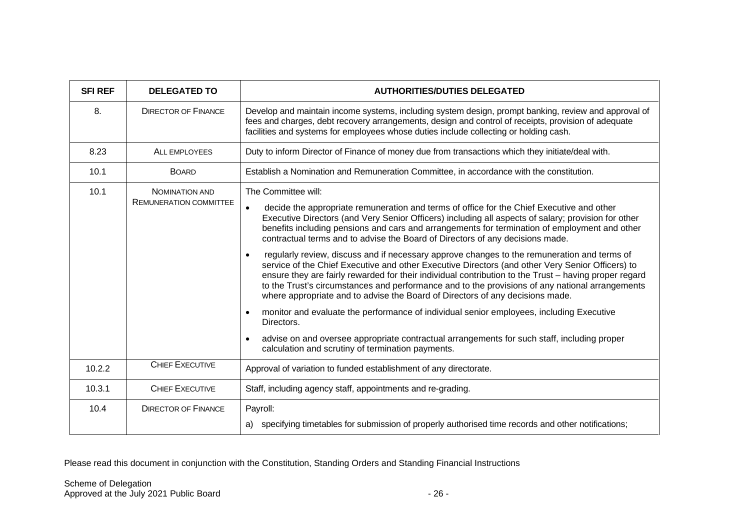| SFI REF | DELEGATED TO | AUTHORITIES/DUTIES DELEGATED |
|---|---|---|
| 8. | DIRECTOR OF FINANCE | Develop and maintain income systems, including system design, prompt banking, review and approval of fees and charges, debt recovery arrangements, design and control of receipts, provision of adequate facilities and systems for employees whose duties include collecting or holding cash. |
| 8.23 | ALL EMPLOYEES | Duty to inform Director of Finance of money due from transactions which they initiate/deal with. |
| 10.1 | BOARD | Establish a Nomination and Remuneration Committee, in accordance with the constitution. |
| 10.1 | NOMINATION AND REMUNERATION COMMITTEE | The Committee will:<br>• decide the appropriate remuneration and terms of office for the Chief Executive and other Executive Directors (and Very Senior Officers) including all aspects of salary; provision for other benefits including pensions and cars and arrangements for termination of employment and other contractual terms and to advise the Board of Directors of any decisions made.<br>• regularly review, discuss and if necessary approve changes to the remuneration and terms of service of the Chief Executive and other Executive Directors (and other Very Senior Officers) to ensure they are fairly rewarded for their individual contribution to the Trust – having proper regard to the Trust's circumstances and performance and to the provisions of any national arrangements where appropriate and to advise the Board of Directors of any decisions made.<br>• monitor and evaluate the performance of individual senior employees, including Executive Directors.<br>• advise on and oversee appropriate contractual arrangements for such staff, including proper calculation and scrutiny of termination payments. |
| 10.2.2 | CHIEF EXECUTIVE | Approval of variation to funded establishment of any directorate. |
| 10.3.1 | CHIEF EXECUTIVE | Staff, including agency staff, appointments and re-grading. |
| 10.4 | DIRECTOR OF FINANCE | Payroll:<br>a) specifying timetables for submission of properly authorised time records and other notifications; |

Please read this document in conjunction with the Constitution, Standing Orders and Standing Financial Instructions

Scheme of Delegation
Approved at the July 2021 Public Board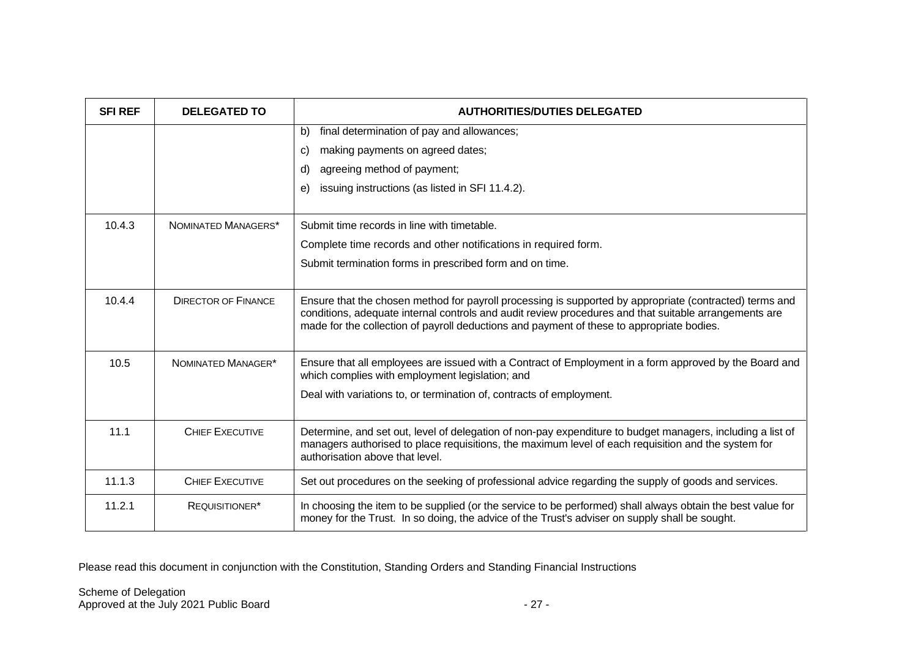| SFI REF | DELEGATED TO | AUTHORITIES/DUTIES DELEGATED |
|---|---|---|
| | | b) final determination of pay and allowances;<br>c) making payments on agreed dates;<br>d) agreeing method of payment;<br>e) issuing instructions (as listed in SFI 11.4.2). |
| 10.4.3 | NOMINATED MANAGERS* | Submit time records in line with timetable.<br>Complete time records and other notifications in required form.<br>Submit termination forms in prescribed form and on time. |
| 10.4.4 | DIRECTOR OF FINANCE | Ensure that the chosen method for payroll processing is supported by appropriate (contracted) terms and conditions, adequate internal controls and audit review procedures and that suitable arrangements are made for the collection of payroll deductions and payment of these to appropriate bodies. |
| 10.5 | NOMINATED MANAGER* | Ensure that all employees are issued with a Contract of Employment in a form approved by the Board and which complies with employment legislation; and<br>Deal with variations to, or termination of, contracts of employment. |
| 11.1 | CHIEF EXECUTIVE | Determine, and set out, level of delegation of non-pay expenditure to budget managers, including a list of managers authorised to place requisitions, the maximum level of each requisition and the system for authorisation above that level. |
| 11.1.3 | CHIEF EXECUTIVE | Set out procedures on the seeking of professional advice regarding the supply of goods and services. |
| 11.2.1 | REQUISITIONER* | In choosing the item to be supplied (or the service to be performed) shall always obtain the best value for money for the Trust. In so doing, the advice of the Trust's adviser on supply shall be sought. |

Please read this document in conjunction with the Constitution, Standing Orders and Standing Financial Instructions

Scheme of Delegation
Approved at the July 2021 Public Board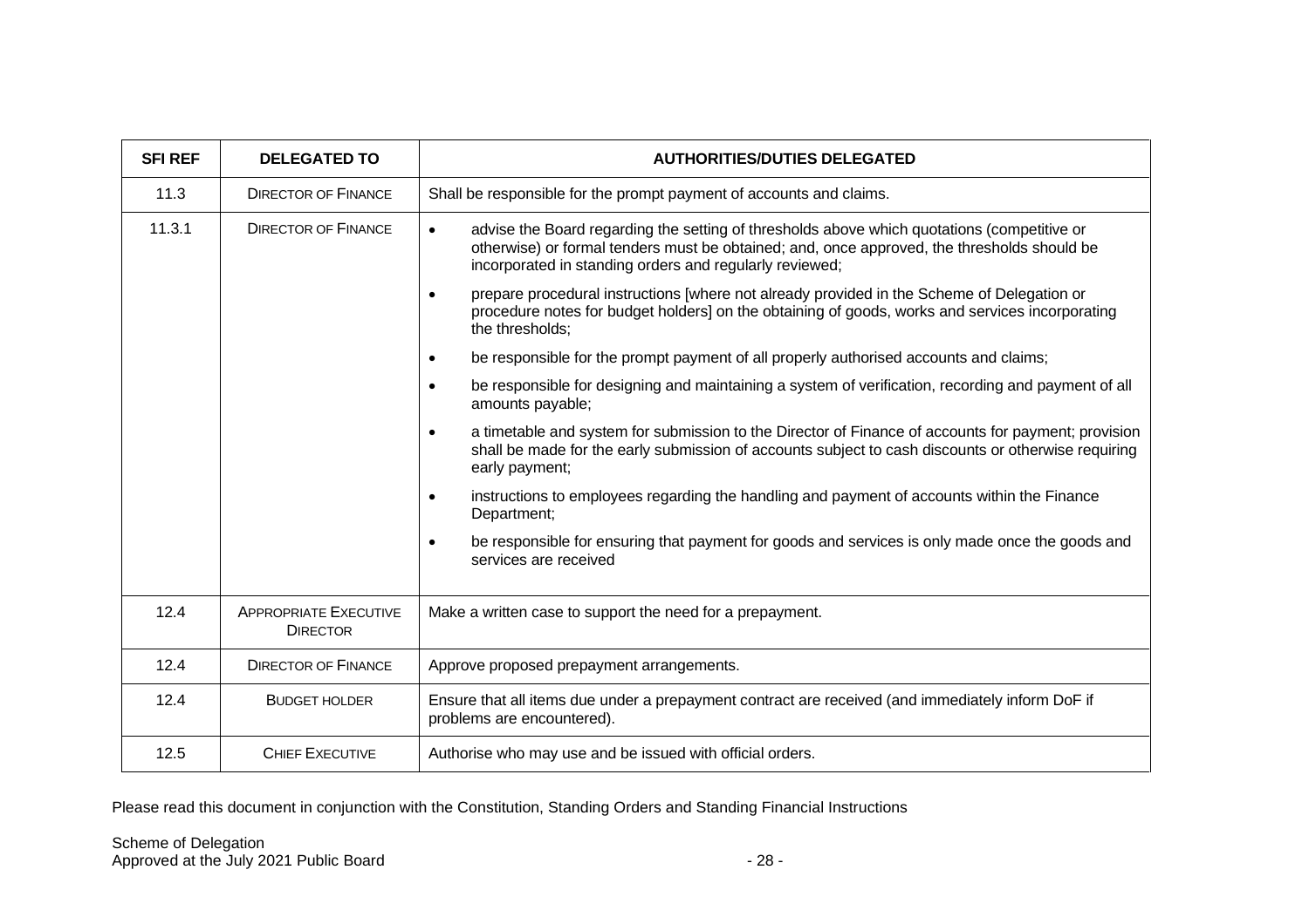| SFI REF | DELEGATED TO | AUTHORITIES/DUTIES DELEGATED |
|---|---|---|
| 11.3 | Director of Finance | Shall be responsible for the prompt payment of accounts and claims. |
| 11.3.1 | Director of Finance | • advise the Board regarding the setting of thresholds above which quotations (competitive or otherwise) or formal tenders must be obtained; and, once approved, the thresholds should be incorporated in standing orders and regularly reviewed;<br>• prepare procedural instructions [where not already provided in the Scheme of Delegation or procedure notes for budget holders] on the obtaining of goods, works and services incorporating the thresholds;<br>• be responsible for the prompt payment of all properly authorised accounts and claims;<br>• be responsible for designing and maintaining a system of verification, recording and payment of all amounts payable;<br>• a timetable and system for submission to the Director of Finance of accounts for payment; provision shall be made for the early submission of accounts subject to cash discounts or otherwise requiring early payment;<br>• instructions to employees regarding the handling and payment of accounts within the Finance Department;<br>• be responsible for ensuring that payment for goods and services is only made once the goods and services are received |
| 12.4 | Appropriate Executive Director | Make a written case to support the need for a prepayment. |
| 12.4 | Director of Finance | Approve proposed prepayment arrangements. |
| 12.4 | Budget holder | Ensure that all items due under a prepayment contract are received (and immediately inform DoF if problems are encountered). |
| 12.5 | Chief Executive | Authorise who may use and be issued with official orders. |

Please read this document in conjunction with the Constitution, Standing Orders and Standing Financial Instructions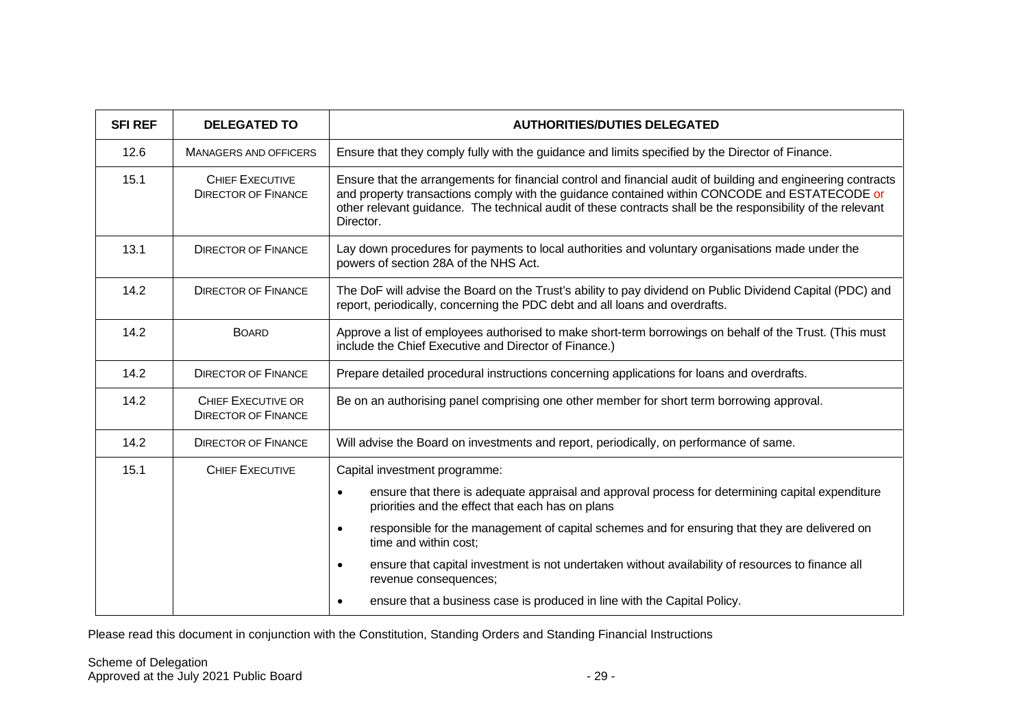| SFI REF | DELEGATED TO | AUTHORITIES/DUTIES DELEGATED |
|---|---|---|
| 12.6 | Managers and officers | Ensure that they comply fully with the guidance and limits specified by the Director of Finance. |
| 15.1 | Chief Executive<br>Director of Finance | Ensure that the arrangements for financial control and financial audit of building and engineering contracts and property transactions comply with the guidance contained within CONCODE and ESTATECODE or other relevant guidance. The technical audit of these contracts shall be the responsibility of the relevant Director. |
| 13.1 | Director of Finance | Lay down procedures for payments to local authorities and voluntary organisations made under the powers of section 28A of the NHS Act. |
| 14.2 | Director of Finance | The DoF will advise the Board on the Trust's ability to pay dividend on Public Dividend Capital (PDC) and report, periodically, concerning the PDC debt and all loans and overdrafts. |
| 14.2 | Board | Approve a list of employees authorised to make short-term borrowings on behalf of the Trust. (This must include the Chief Executive and Director of Finance.) |
| 14.2 | Director of Finance | Prepare detailed procedural instructions concerning applications for loans and overdrafts. |
| 14.2 | Chief Executive or<br>Director of Finance | Be on an authorising panel comprising one other member for short term borrowing approval. |
| 14.2 | Director of Finance | Will advise the Board on investments and report, periodically, on performance of same. |
| 15.1 | Chief Executive | Capital investment programme:<br>• ensure that there is adequate appraisal and approval process for determining capital expenditure priorities and the effect that each has on plans<br>• responsible for the management of capital schemes and for ensuring that they are delivered on time and within cost;<br>• ensure that capital investment is not undertaken without availability of resources to finance all revenue consequences;<br>• ensure that a business case is produced in line with the Capital Policy. |

Please read this document in conjunction with the Constitution, Standing Orders and Standing Financial Instructions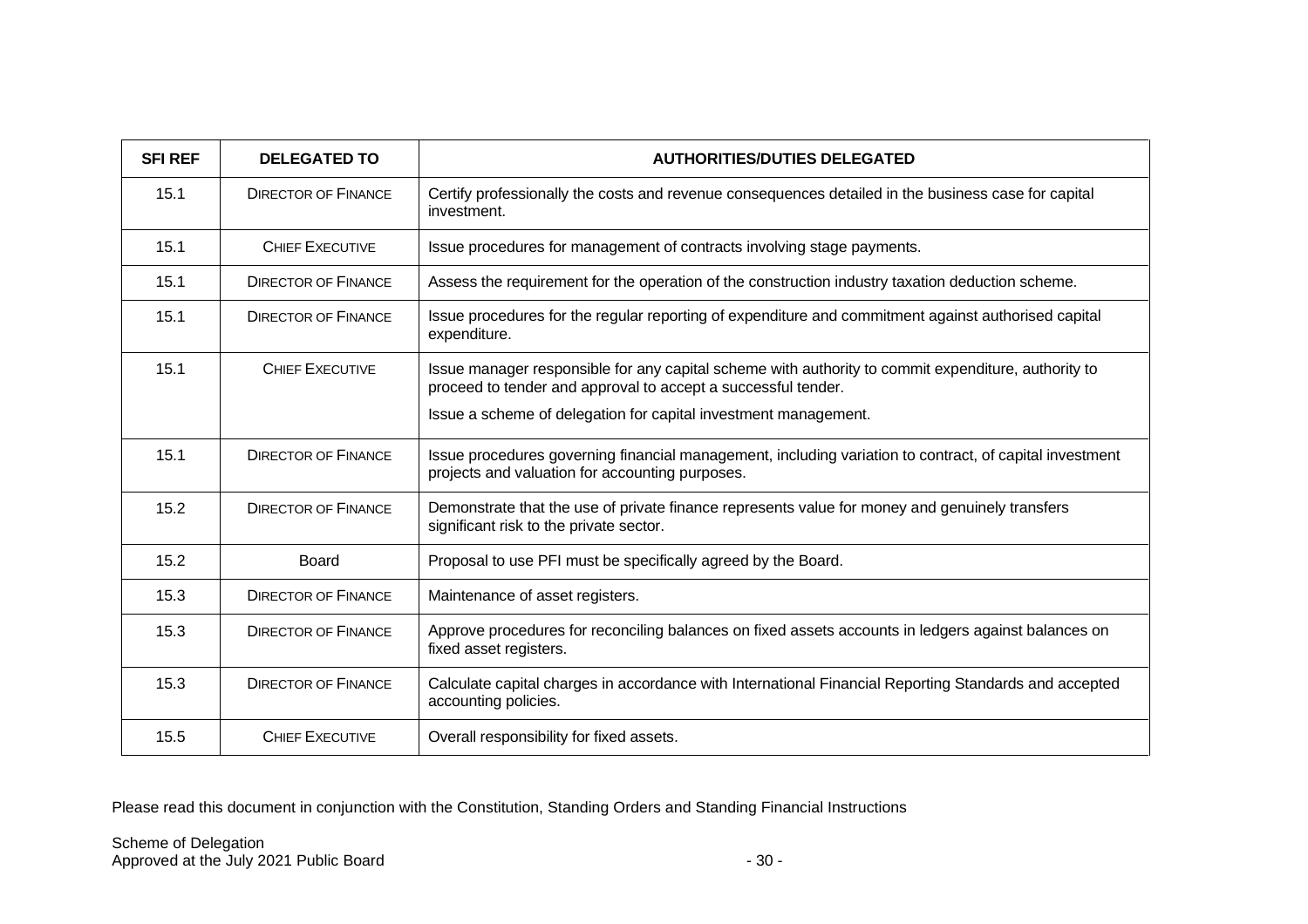| SFI REF | DELEGATED TO | AUTHORITIES/DUTIES DELEGATED |
| --- | --- | --- |
| 15.1 | DIRECTOR OF FINANCE | Certify professionally the costs and revenue consequences detailed in the business case for capital investment. |
| 15.1 | CHIEF EXECUTIVE | Issue procedures for management of contracts involving stage payments. |
| 15.1 | DIRECTOR OF FINANCE | Assess the requirement for the operation of the construction industry taxation deduction scheme. |
| 15.1 | DIRECTOR OF FINANCE | Issue procedures for the regular reporting of expenditure and commitment against authorised capital expenditure. |
| 15.1 | CHIEF EXECUTIVE | Issue manager responsible for any capital scheme with authority to commit expenditure, authority to proceed to tender and approval to accept a successful tender.<br><br>Issue a scheme of delegation for capital investment management. |
| 15.1 | DIRECTOR OF FINANCE | Issue procedures governing financial management, including variation to contract, of capital investment projects and valuation for accounting purposes. |
| 15.2 | DIRECTOR OF FINANCE | Demonstrate that the use of private finance represents value for money and genuinely transfers significant risk to the private sector. |
| 15.2 | Board | Proposal to use PFI must be specifically agreed by the Board. |
| 15.3 | DIRECTOR OF FINANCE | Maintenance of asset registers. |
| 15.3 | DIRECTOR OF FINANCE | Approve procedures for reconciling balances on fixed assets accounts in ledgers against balances on fixed asset registers. |
| 15.3 | DIRECTOR OF FINANCE | Calculate capital charges in accordance with International Financial Reporting Standards and accepted accounting policies. |
| 15.5 | CHIEF EXECUTIVE | Overall responsibility for fixed assets. |

Please read this document in conjunction with the Constitution, Standing Orders and Standing Financial Instructions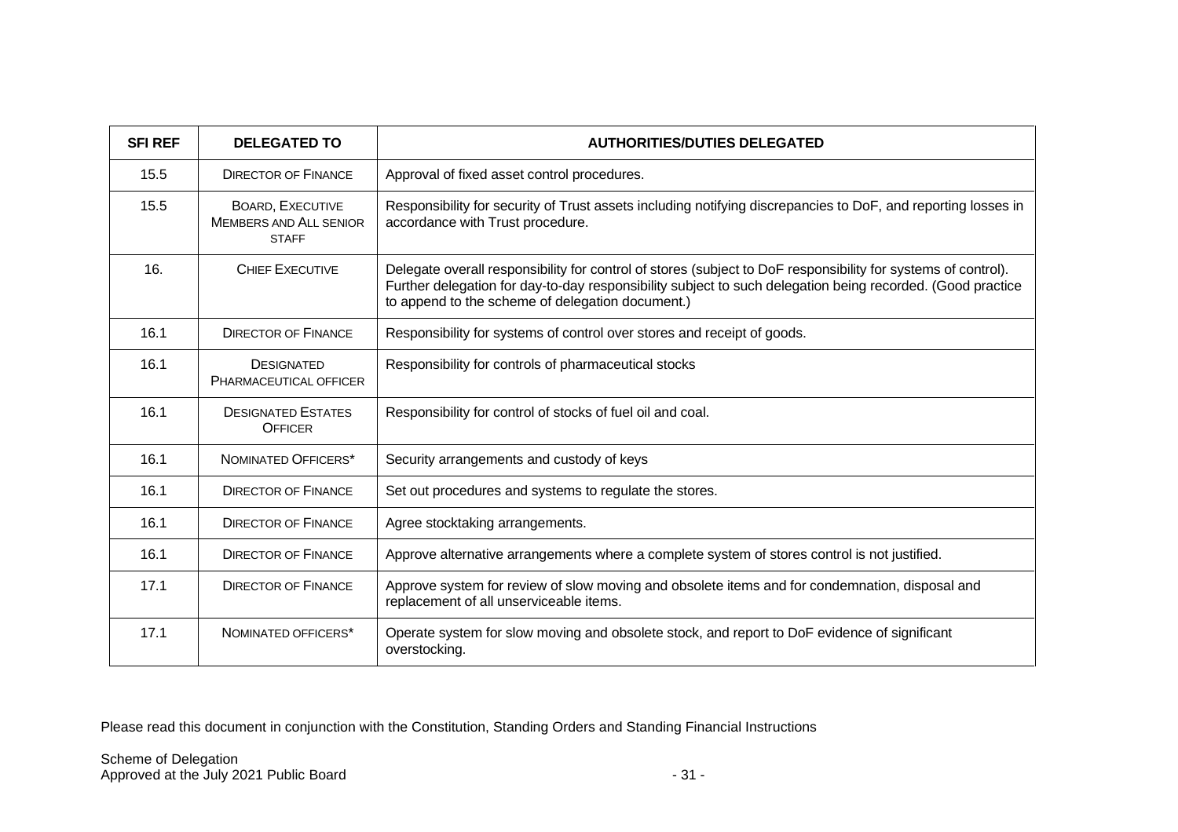| SFI REF | DELEGATED TO | AUTHORITIES/DUTIES DELEGATED |
|---|---|---|
| 15.5 | Director of Finance | Approval of fixed asset control procedures. |
| 15.5 | Board, Executive Members and All Senior Staff | Responsibility for security of Trust assets including notifying discrepancies to DoF, and reporting losses in accordance with Trust procedure. |
| 16. | Chief Executive | Delegate overall responsibility for control of stores (subject to DoF responsibility for systems of control). Further delegation for day-to-day responsibility subject to such delegation being recorded. (Good practice to append to the scheme of delegation document.) |
| 16.1 | Director of Finance | Responsibility for systems of control over stores and receipt of goods. |
| 16.1 | Designated Pharmaceutical officer | Responsibility for controls of pharmaceutical stocks |
| 16.1 | Designated Estates Officer | Responsibility for control of stocks of fuel oil and coal. |
| 16.1 | Nominated Officers* | Security arrangements and custody of keys |
| 16.1 | Director of Finance | Set out procedures and systems to regulate the stores. |
| 16.1 | Director of Finance | Agree stocktaking arrangements. |
| 16.1 | Director of Finance | Approve alternative arrangements where a complete system of stores control is not justified. |
| 17.1 | Director of Finance | Approve system for review of slow moving and obsolete items and for condemnation, disposal and replacement of all unserviceable items. |
| 17.1 | Nominated officers* | Operate system for slow moving and obsolete stock, and report to DoF evidence of significant overstocking. |

Please read this document in conjunction with the Constitution, Standing Orders and Standing Financial Instructions

Scheme of Delegation
Approved at the July 2021 Public Board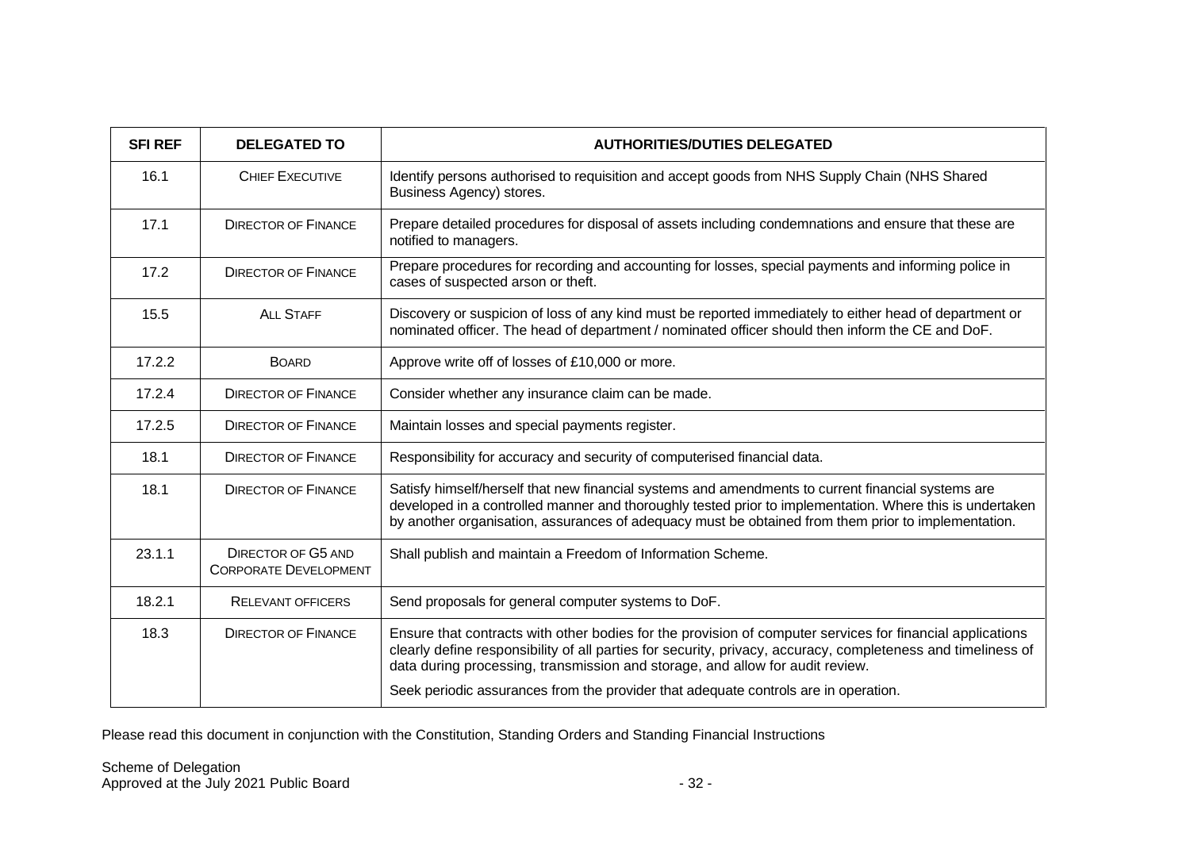| SFI REF | DELEGATED TO | AUTHORITIES/DUTIES DELEGATED |
|---|---|---|
| 16.1 | CHIEF EXECUTIVE | Identify persons authorised to requisition and accept goods from NHS Supply Chain (NHS Shared Business Agency) stores. |
| 17.1 | DIRECTOR OF FINANCE | Prepare detailed procedures for disposal of assets including condemnations and ensure that these are notified to managers. |
| 17.2 | DIRECTOR OF FINANCE | Prepare procedures for recording and accounting for losses, special payments and informing police in cases of suspected arson or theft. |
| 15.5 | ALL STAFF | Discovery or suspicion of loss of any kind must be reported immediately to either head of department or nominated officer. The head of department / nominated officer should then inform the CE and DoF. |
| 17.2.2 | BOARD | Approve write off of losses of £10,000 or more. |
| 17.2.4 | DIRECTOR OF FINANCE | Consider whether any insurance claim can be made. |
| 17.2.5 | DIRECTOR OF FINANCE | Maintain losses and special payments register. |
| 18.1 | DIRECTOR OF FINANCE | Responsibility for accuracy and security of computerised financial data. |
| 18.1 | DIRECTOR OF FINANCE | Satisfy himself/herself that new financial systems and amendments to current financial systems are developed in a controlled manner and thoroughly tested prior to implementation. Where this is undertaken by another organisation, assurances of adequacy must be obtained from them prior to implementation. |
| 23.1.1 | DIRECTOR OF G5 AND CORPORATE DEVELOPMENT | Shall publish and maintain a Freedom of Information Scheme. |
| 18.2.1 | RELEVANT OFFICERS | Send proposals for general computer systems to DoF. |
| 18.3 | DIRECTOR OF FINANCE | Ensure that contracts with other bodies for the provision of computer services for financial applications clearly define responsibility of all parties for security, privacy, accuracy, completeness and timeliness of data during processing, transmission and storage, and allow for audit review. <br><br> Seek periodic assurances from the provider that adequate controls are in operation. |

Please read this document in conjunction with the Constitution, Standing Orders and Standing Financial Instructions

Scheme of Delegation
Approved at the July 2021 Public Board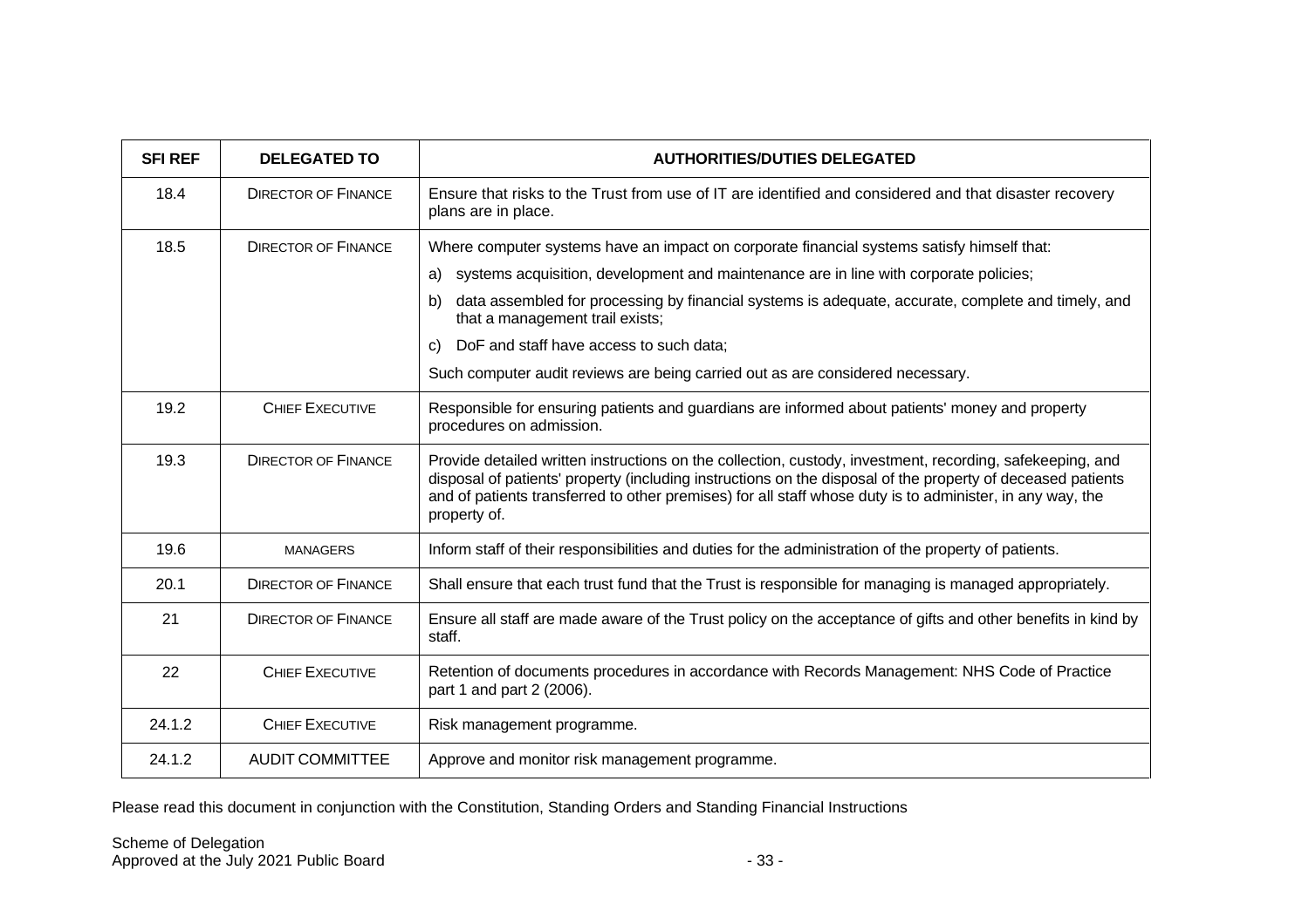| SFI REF | DELEGATED TO | AUTHORITIES/DUTIES DELEGATED |
|---|---|---|
| 18.4 | DIRECTOR OF FINANCE | Ensure that risks to the Trust from use of IT are identified and considered and that disaster recovery plans are in place. |
| 18.5 | DIRECTOR OF FINANCE | Where computer systems have an impact on corporate financial systems satisfy himself that:<br>a) systems acquisition, development and maintenance are in line with corporate policies;<br>b) data assembled for processing by financial systems is adequate, accurate, complete and timely, and that a management trail exists;<br>c) DoF and staff have access to such data;<br>Such computer audit reviews are being carried out as are considered necessary. |
| 19.2 | CHIEF EXECUTIVE | Responsible for ensuring patients and guardians are informed about patients' money and property procedures on admission. |
| 19.3 | DIRECTOR OF FINANCE | Provide detailed written instructions on the collection, custody, investment, recording, safekeeping, and disposal of patients' property (including instructions on the disposal of the property of deceased patients and of patients transferred to other premises) for all staff whose duty is to administer, in any way, the property of. |
| 19.6 | MANAGERS | Inform staff of their responsibilities and duties for the administration of the property of patients. |
| 20.1 | DIRECTOR OF FINANCE | Shall ensure that each trust fund that the Trust is responsible for managing is managed appropriately. |
| 21 | DIRECTOR OF FINANCE | Ensure all staff are made aware of the Trust policy on the acceptance of gifts and other benefits in kind by staff. |
| 22 | CHIEF EXECUTIVE | Retention of documents procedures in accordance with Records Management: NHS Code of Practice part 1 and part 2 (2006). |
| 24.1.2 | CHIEF EXECUTIVE | Risk management programme. |
| 24.1.2 | AUDIT COMMITTEE | Approve and monitor risk management programme. |

Please read this document in conjunction with the Constitution, Standing Orders and Standing Financial Instructions

Scheme of Delegation
Approved at the July 2021 Public Board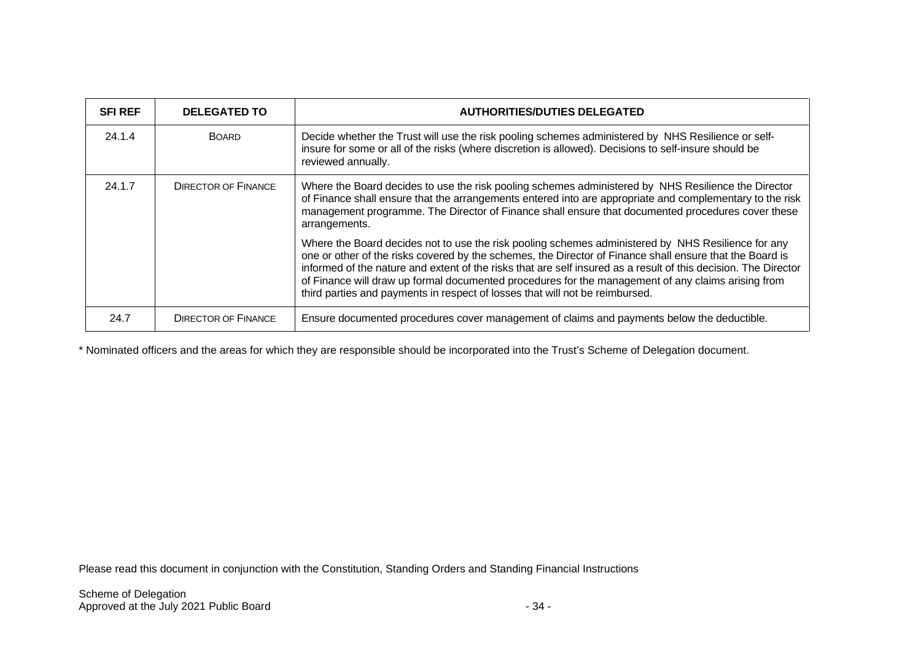| SFI REF | DELEGATED TO | AUTHORITIES/DUTIES DELEGATED |
|---|---|---|
| 24.1.4 | BOARD | Decide whether the Trust will use the risk pooling schemes administered by NHS Resilience or self-insure for some or all of the risks (where discretion is allowed). Decisions to self-insure should be reviewed annually. |
| 24.1.7 | DIRECTOR OF FINANCE | Where the Board decides to use the risk pooling schemes administered by NHS Resilience the Director of Finance shall ensure that the arrangements entered into are appropriate and complementary to the risk management programme. The Director of Finance shall ensure that documented procedures cover these arrangements.<br><br>Where the Board decides not to use the risk pooling schemes administered by NHS Resilience for any one or other of the risks covered by the schemes, the Director of Finance shall ensure that the Board is informed of the nature and extent of the risks that are self insured as a result of this decision. The Director of Finance will draw up formal documented procedures for the management of any claims arising from third parties and payments in respect of losses that will not be reimbursed. |
| 24.7 | DIRECTOR OF FINANCE | Ensure documented procedures cover management of claims and payments below the deductible. |

* Nominated officers and the areas for which they are responsible should be incorporated into the Trust's Scheme of Delegation document.

Please read this document in conjunction with the Constitution, Standing Orders and Standing Financial Instructions